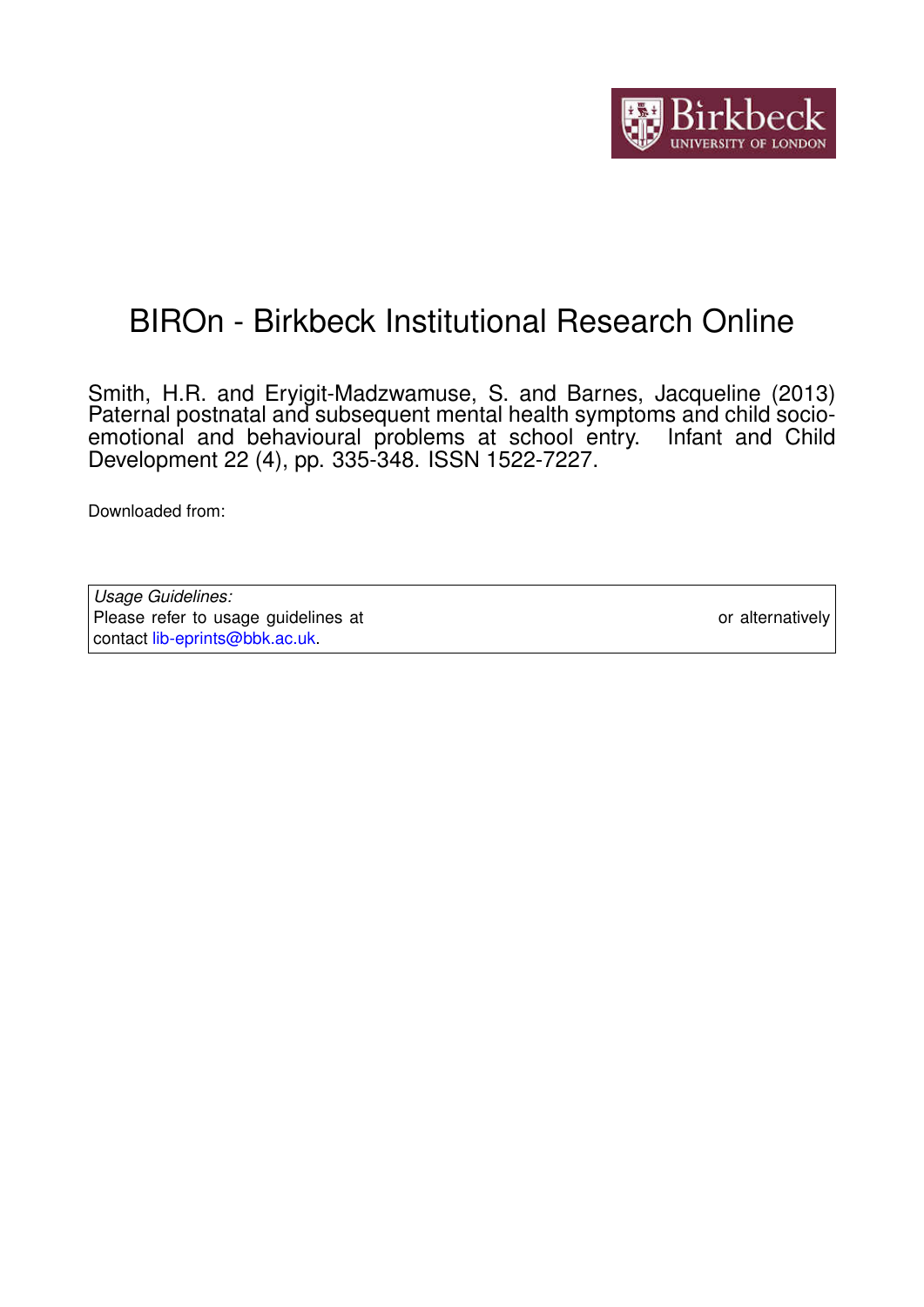# BIROn - Birkbeck Institutional Research Online

Smith, H.R. and Eryigit-Madzwamuse, S. and Barnes, Jacqueline (2013) Paternal postnatal and subsequent mental health symptoms and child socio-emotional and behavioural problems at school entry. Infant and Child Development 22 (4), pp. 335-348. ISSN 1522-7227.

Downloaded from:

*Usage Guidelines:*
Please refer to usage guidelines at or alternatively contact lib-eprints@bbk.ac.uk.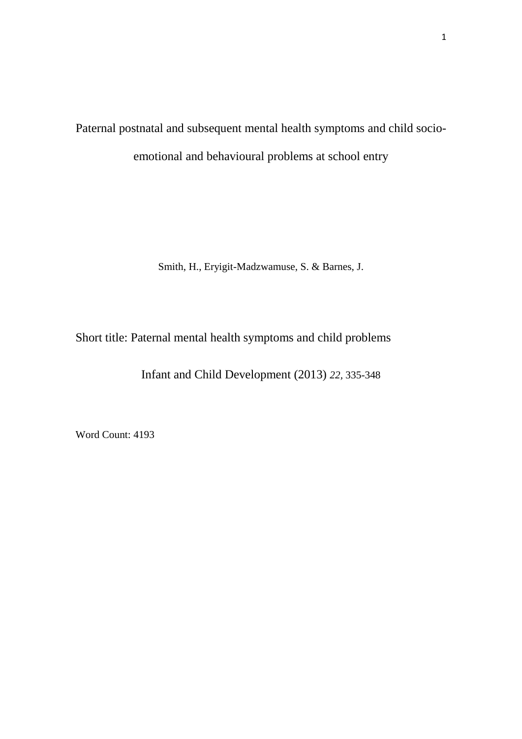# Paternal postnatal and subsequent mental health symptoms and child socio-emotional and behavioural problems at school entry

Smith, H., Eryigit-Madzwamuse, S. & Barnes, J.

Short title: Paternal mental health symptoms and child problems

Infant and Child Development (2013) *22*, 335-348

Word Count: 4193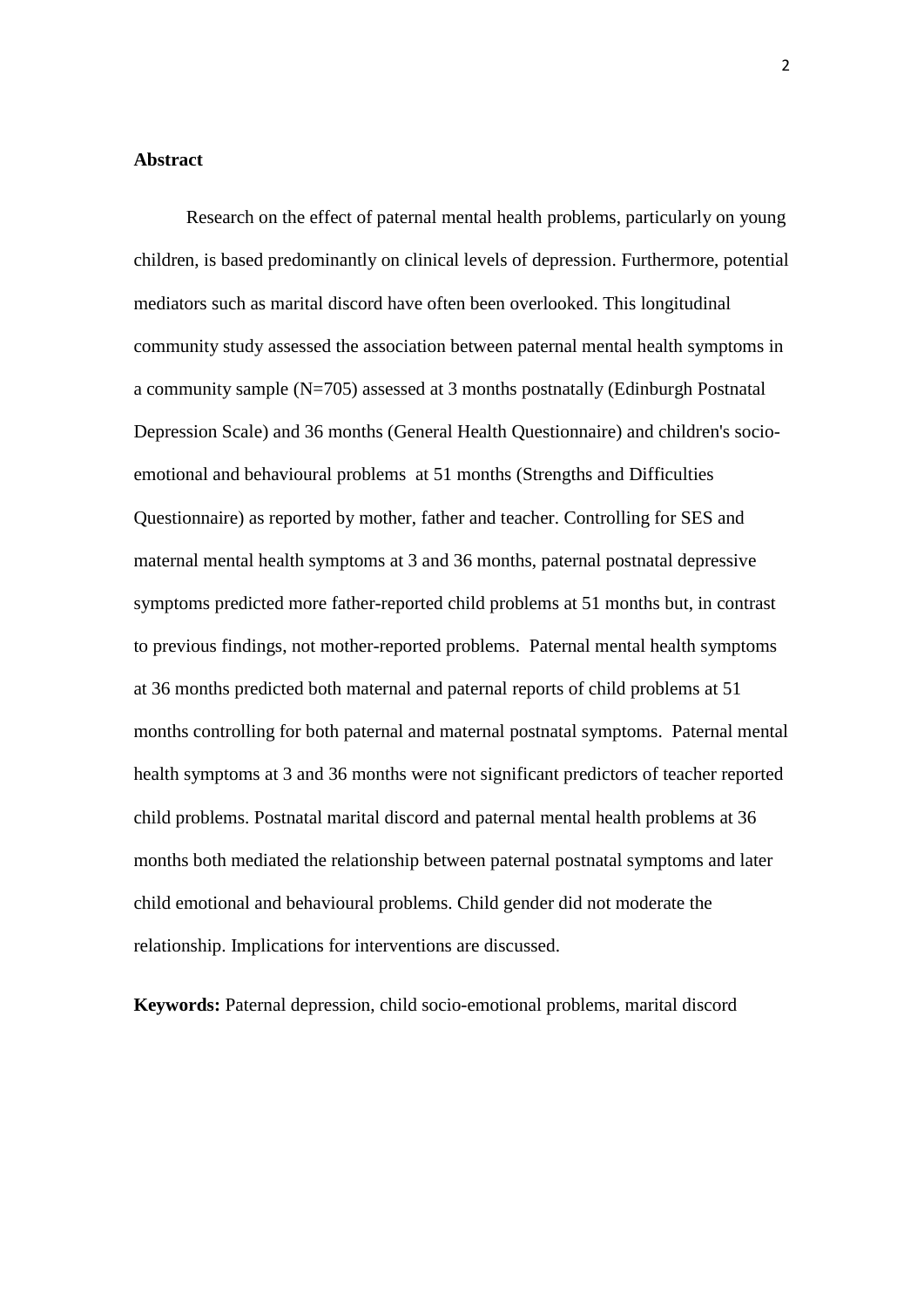**Abstract**

Research on the effect of paternal mental health problems, particularly on young children, is based predominantly on clinical levels of depression. Furthermore, potential mediators such as marital discord have often been overlooked. This longitudinal community study assessed the association between paternal mental health symptoms in a community sample (N=705) assessed at 3 months postnatally (Edinburgh Postnatal Depression Scale) and 36 months (General Health Questionnaire) and children's socio-emotional and behavioural problems at 51 months (Strengths and Difficulties Questionnaire) as reported by mother, father and teacher. Controlling for SES and maternal mental health symptoms at 3 and 36 months, paternal postnatal depressive symptoms predicted more father-reported child problems at 51 months but, in contrast to previous findings, not mother-reported problems. Paternal mental health symptoms at 36 months predicted both maternal and paternal reports of child problems at 51 months controlling for both paternal and maternal postnatal symptoms. Paternal mental health symptoms at 3 and 36 months were not significant predictors of teacher reported child problems. Postnatal marital discord and paternal mental health problems at 36 months both mediated the relationship between paternal postnatal symptoms and later child emotional and behavioural problems. Child gender did not moderate the relationship. Implications for interventions are discussed.

**Keywords:** Paternal depression, child socio-emotional problems, marital discord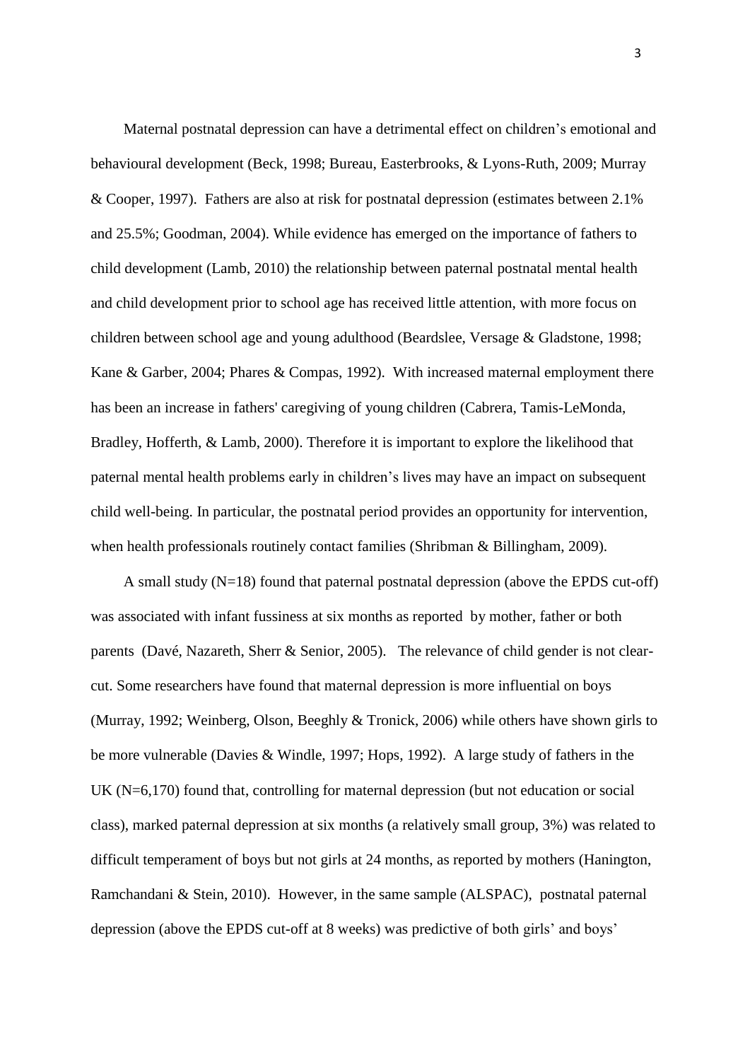Maternal postnatal depression can have a detrimental effect on children's emotional and behavioural development (Beck, 1998; Bureau, Easterbrooks, & Lyons-Ruth, 2009; Murray & Cooper, 1997). Fathers are also at risk for postnatal depression (estimates between 2.1% and 25.5%; Goodman, 2004). While evidence has emerged on the importance of fathers to child development (Lamb, 2010) the relationship between paternal postnatal mental health and child development prior to school age has received little attention, with more focus on children between school age and young adulthood (Beardslee, Versage & Gladstone, 1998; Kane & Garber, 2004; Phares & Compas, 1992). With increased maternal employment there has been an increase in fathers' caregiving of young children (Cabrera, Tamis-LeMonda, Bradley, Hofferth, & Lamb, 2000). Therefore it is important to explore the likelihood that paternal mental health problems early in children's lives may have an impact on subsequent child well-being. In particular, the postnatal period provides an opportunity for intervention, when health professionals routinely contact families (Shribman & Billingham, 2009).

A small study (N=18) found that paternal postnatal depression (above the EPDS cut-off) was associated with infant fussiness at six months as reported by mother, father or both parents (Davé, Nazareth, Sherr & Senior, 2005). The relevance of child gender is not clear-cut. Some researchers have found that maternal depression is more influential on boys (Murray, 1992; Weinberg, Olson, Beeghly & Tronick, 2006) while others have shown girls to be more vulnerable (Davies & Windle, 1997; Hops, 1992). A large study of fathers in the UK (N=6,170) found that, controlling for maternal depression (but not education or social class), marked paternal depression at six months (a relatively small group, 3%) was related to difficult temperament of boys but not girls at 24 months, as reported by mothers (Hanington, Ramchandani & Stein, 2010). However, in the same sample (ALSPAC), postnatal paternal depression (above the EPDS cut-off at 8 weeks) was predictive of both girls' and boys'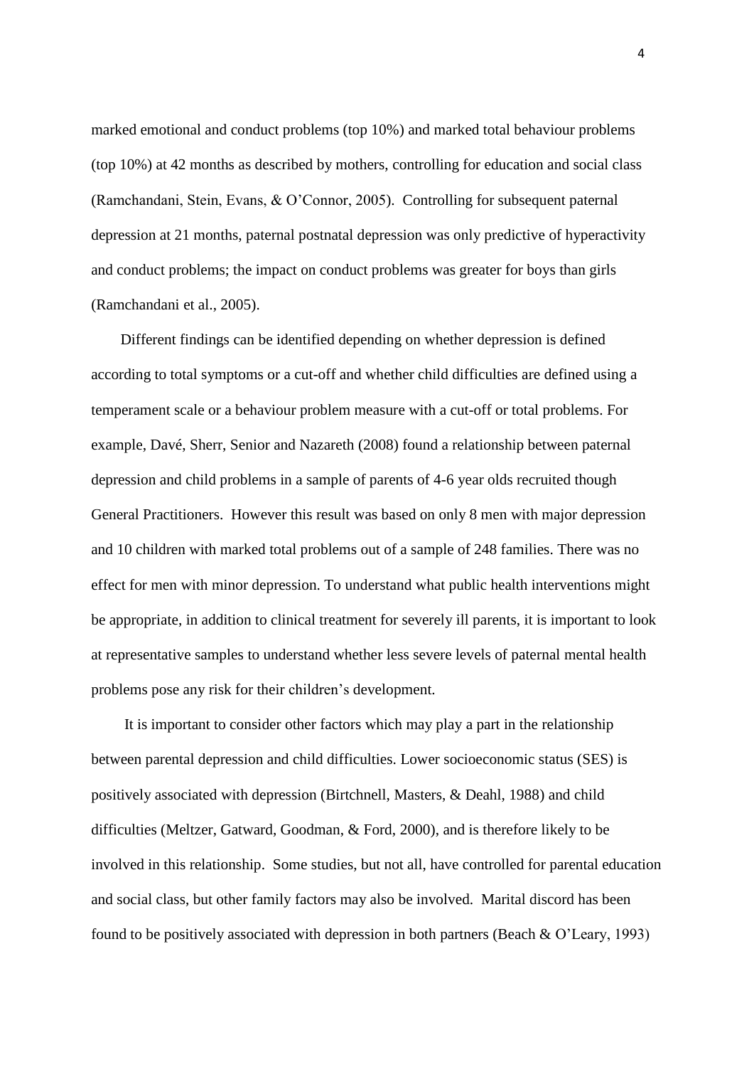marked emotional and conduct problems (top 10%) and marked total behaviour problems (top 10%) at 42 months as described by mothers, controlling for education and social class (Ramchandani, Stein, Evans, & O'Connor, 2005). Controlling for subsequent paternal depression at 21 months, paternal postnatal depression was only predictive of hyperactivity and conduct problems; the impact on conduct problems was greater for boys than girls (Ramchandani et al., 2005).

Different findings can be identified depending on whether depression is defined according to total symptoms or a cut-off and whether child difficulties are defined using a temperament scale or a behaviour problem measure with a cut-off or total problems. For example, Davé, Sherr, Senior and Nazareth (2008) found a relationship between paternal depression and child problems in a sample of parents of 4-6 year olds recruited though General Practitioners. However this result was based on only 8 men with major depression and 10 children with marked total problems out of a sample of 248 families. There was no effect for men with minor depression. To understand what public health interventions might be appropriate, in addition to clinical treatment for severely ill parents, it is important to look at representative samples to understand whether less severe levels of paternal mental health problems pose any risk for their children's development.

It is important to consider other factors which may play a part in the relationship between parental depression and child difficulties. Lower socioeconomic status (SES) is positively associated with depression (Birtchnell, Masters, & Deahl, 1988) and child difficulties (Meltzer, Gatward, Goodman, & Ford, 2000), and is therefore likely to be involved in this relationship. Some studies, but not all, have controlled for parental education and social class, but other family factors may also be involved. Marital discord has been found to be positively associated with depression in both partners (Beach & O'Leary, 1993)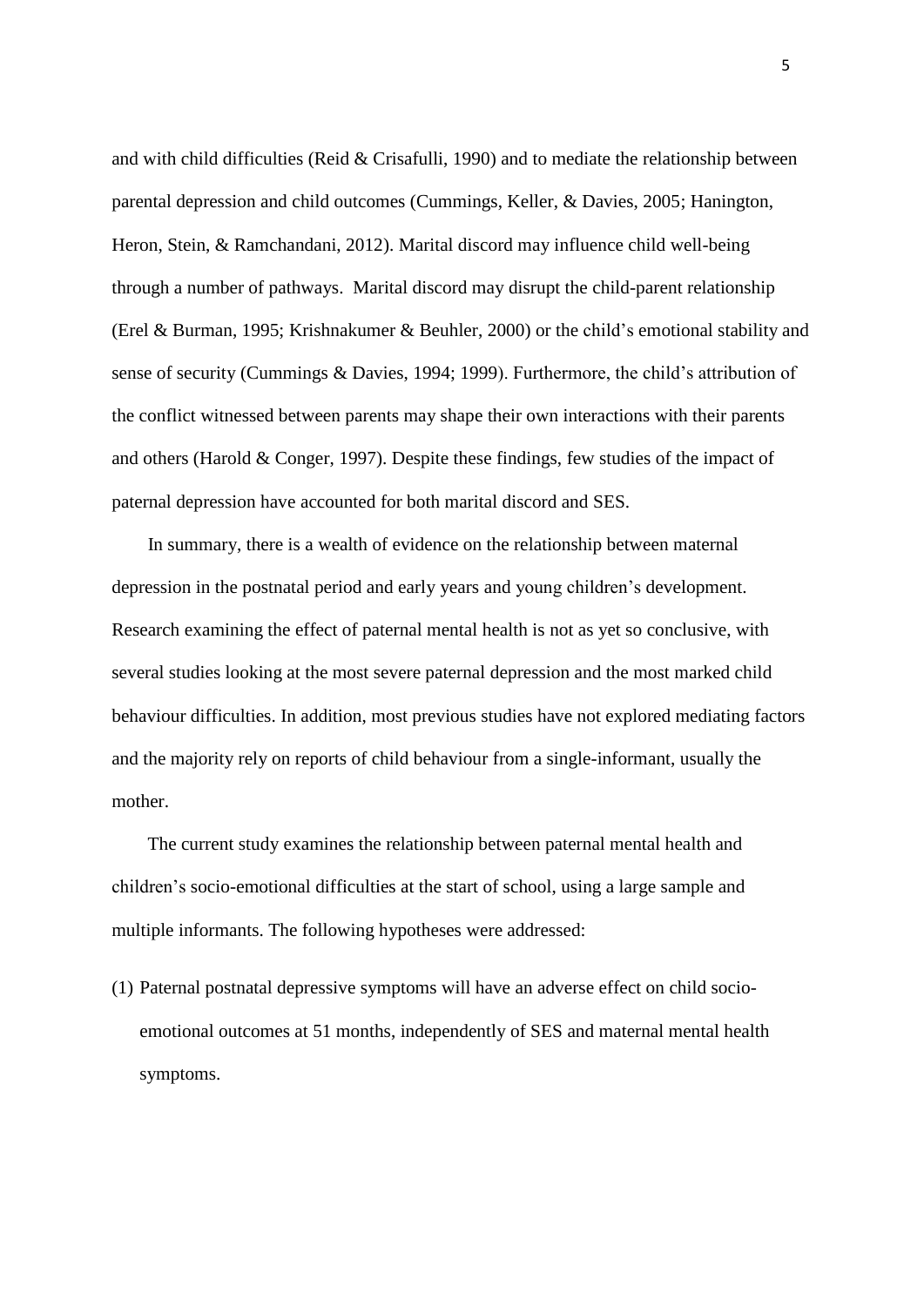and with child difficulties (Reid & Crisafulli, 1990) and to mediate the relationship between parental depression and child outcomes (Cummings, Keller, & Davies, 2005; Hanington, Heron, Stein, & Ramchandani, 2012). Marital discord may influence child well-being through a number of pathways. Marital discord may disrupt the child-parent relationship (Erel & Burman, 1995; Krishnakumer & Beuhler, 2000) or the child's emotional stability and sense of security (Cummings & Davies, 1994; 1999). Furthermore, the child's attribution of the conflict witnessed between parents may shape their own interactions with their parents and others (Harold & Conger, 1997). Despite these findings, few studies of the impact of paternal depression have accounted for both marital discord and SES.

In summary, there is a wealth of evidence on the relationship between maternal depression in the postnatal period and early years and young children's development. Research examining the effect of paternal mental health is not as yet so conclusive, with several studies looking at the most severe paternal depression and the most marked child behaviour difficulties. In addition, most previous studies have not explored mediating factors and the majority rely on reports of child behaviour from a single-informant, usually the mother.

The current study examines the relationship between paternal mental health and children's socio-emotional difficulties at the start of school, using a large sample and multiple informants. The following hypotheses were addressed:

(1) Paternal postnatal depressive symptoms will have an adverse effect on child socio-emotional outcomes at 51 months, independently of SES and maternal mental health symptoms.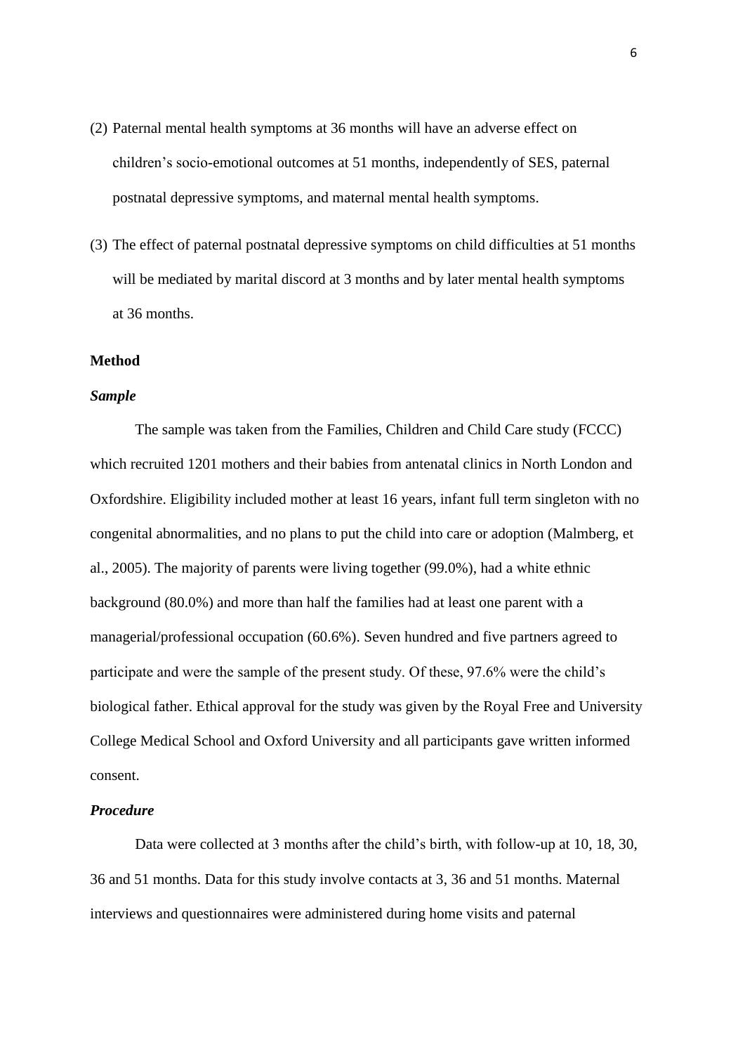(2) Paternal mental health symptoms at 36 months will have an adverse effect on children's socio-emotional outcomes at 51 months, independently of SES, paternal postnatal depressive symptoms, and maternal mental health symptoms.

(3) The effect of paternal postnatal depressive symptoms on child difficulties at 51 months will be mediated by marital discord at 3 months and by later mental health symptoms at 36 months.

## Method

### *Sample*

The sample was taken from the Families, Children and Child Care study (FCCC) which recruited 1201 mothers and their babies from antenatal clinics in North London and Oxfordshire. Eligibility included mother at least 16 years, infant full term singleton with no congenital abnormalities, and no plans to put the child into care or adoption (Malmberg, et al., 2005). The majority of parents were living together (99.0%), had a white ethnic background (80.0%) and more than half the families had at least one parent with a managerial/professional occupation (60.6%). Seven hundred and five partners agreed to participate and were the sample of the present study. Of these, 97.6% were the child's biological father. Ethical approval for the study was given by the Royal Free and University College Medical School and Oxford University and all participants gave written informed consent.

### *Procedure*

Data were collected at 3 months after the child's birth, with follow-up at 10, 18, 30, 36 and 51 months. Data for this study involve contacts at 3, 36 and 51 months. Maternal interviews and questionnaires were administered during home visits and paternal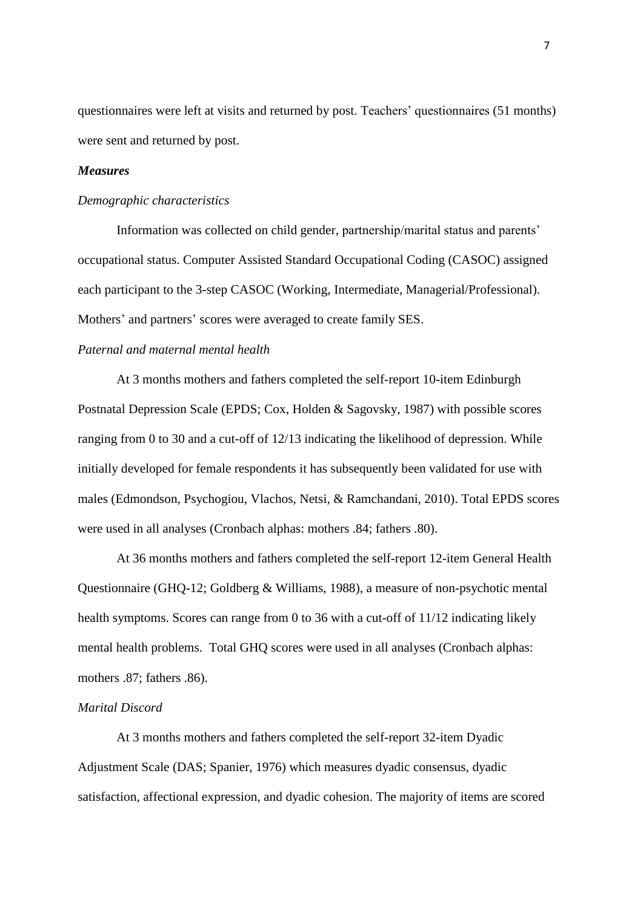questionnaires were left at visits and returned by post. Teachers' questionnaires (51 months) were sent and returned by post.

***Measures***

*Demographic characteristics*

Information was collected on child gender, partnership/marital status and parents' occupational status. Computer Assisted Standard Occupational Coding (CASOC) assigned each participant to the 3-step CASOC (Working, Intermediate, Managerial/Professional). Mothers' and partners' scores were averaged to create family SES.

*Paternal and maternal mental health*

At 3 months mothers and fathers completed the self-report 10-item Edinburgh Postnatal Depression Scale (EPDS; Cox, Holden & Sagovsky, 1987) with possible scores ranging from 0 to 30 and a cut-off of 12/13 indicating the likelihood of depression. While initially developed for female respondents it has subsequently been validated for use with males (Edmondson, Psychogiou, Vlachos, Netsi, & Ramchandani, 2010). Total EPDS scores were used in all analyses (Cronbach alphas: mothers .84; fathers .80).

At 36 months mothers and fathers completed the self-report 12-item General Health Questionnaire (GHQ-12; Goldberg & Williams, 1988), a measure of non-psychotic mental health symptoms. Scores can range from 0 to 36 with a cut-off of 11/12 indicating likely mental health problems. Total GHQ scores were used in all analyses (Cronbach alphas: mothers .87; fathers .86).

*Marital Discord*

At 3 months mothers and fathers completed the self-report 32-item Dyadic Adjustment Scale (DAS; Spanier, 1976) which measures dyadic consensus, dyadic satisfaction, affectional expression, and dyadic cohesion. The majority of items are scored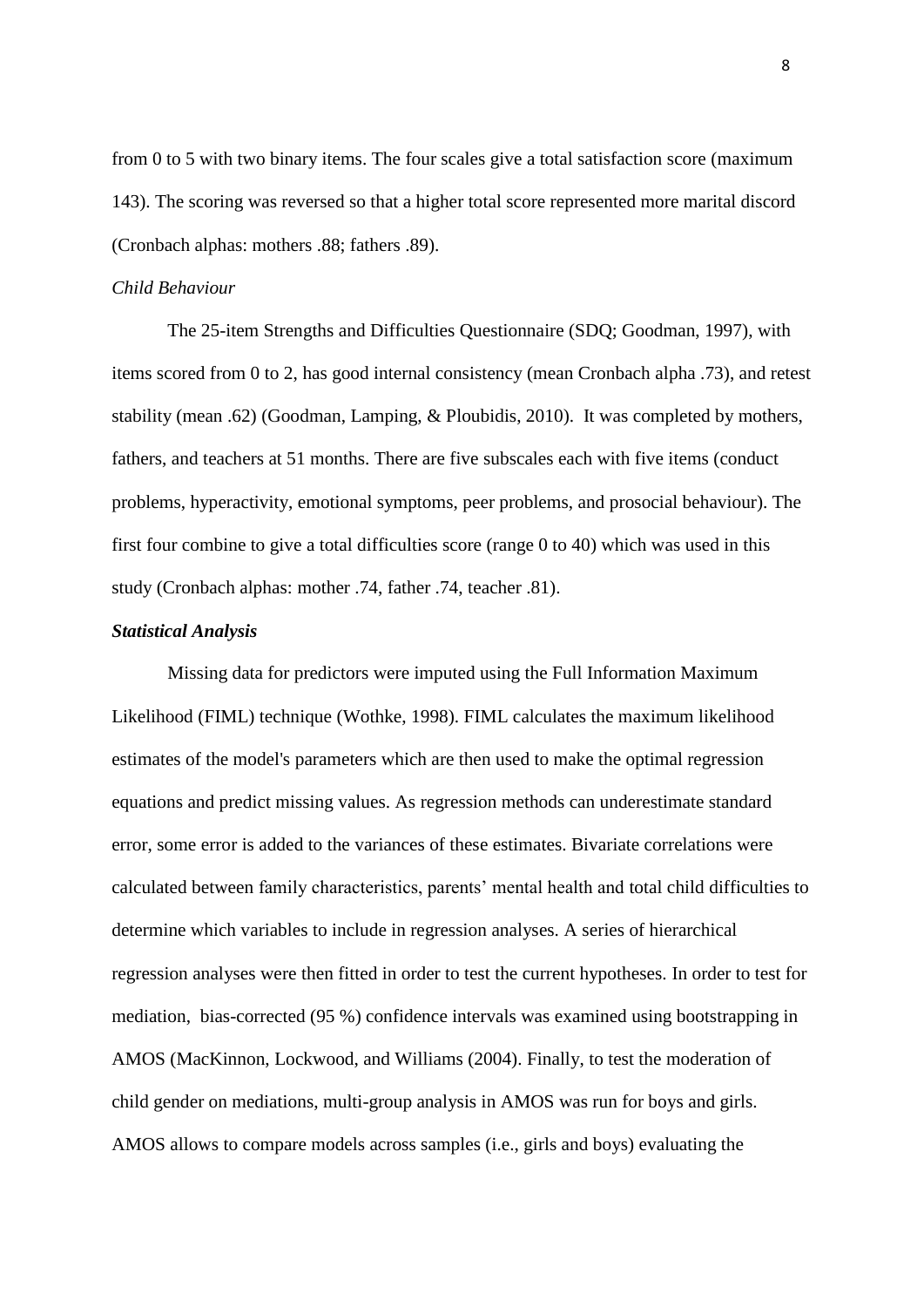from 0 to 5 with two binary items. The four scales give a total satisfaction score (maximum 143). The scoring was reversed so that a higher total score represented more marital discord (Cronbach alphas: mothers .88; fathers .89).

*Child Behaviour*

The 25-item Strengths and Difficulties Questionnaire (SDQ; Goodman, 1997), with items scored from 0 to 2, has good internal consistency (mean Cronbach alpha .73), and retest stability (mean .62) (Goodman, Lamping, & Ploubidis, 2010). It was completed by mothers, fathers, and teachers at 51 months. There are five subscales each with five items (conduct problems, hyperactivity, emotional symptoms, peer problems, and prosocial behaviour). The first four combine to give a total difficulties score (range 0 to 40) which was used in this study (Cronbach alphas: mother .74, father .74, teacher .81).

***Statistical Analysis***

Missing data for predictors were imputed using the Full Information Maximum Likelihood (FIML) technique (Wothke, 1998). FIML calculates the maximum likelihood estimates of the model's parameters which are then used to make the optimal regression equations and predict missing values. As regression methods can underestimate standard error, some error is added to the variances of these estimates. Bivariate correlations were calculated between family characteristics, parents' mental health and total child difficulties to determine which variables to include in regression analyses. A series of hierarchical regression analyses were then fitted in order to test the current hypotheses. In order to test for mediation, bias-corrected (95 %) confidence intervals was examined using bootstrapping in AMOS (MacKinnon, Lockwood, and Williams (2004). Finally, to test the moderation of child gender on mediations, multi-group analysis in AMOS was run for boys and girls. AMOS allows to compare models across samples (i.e., girls and boys) evaluating the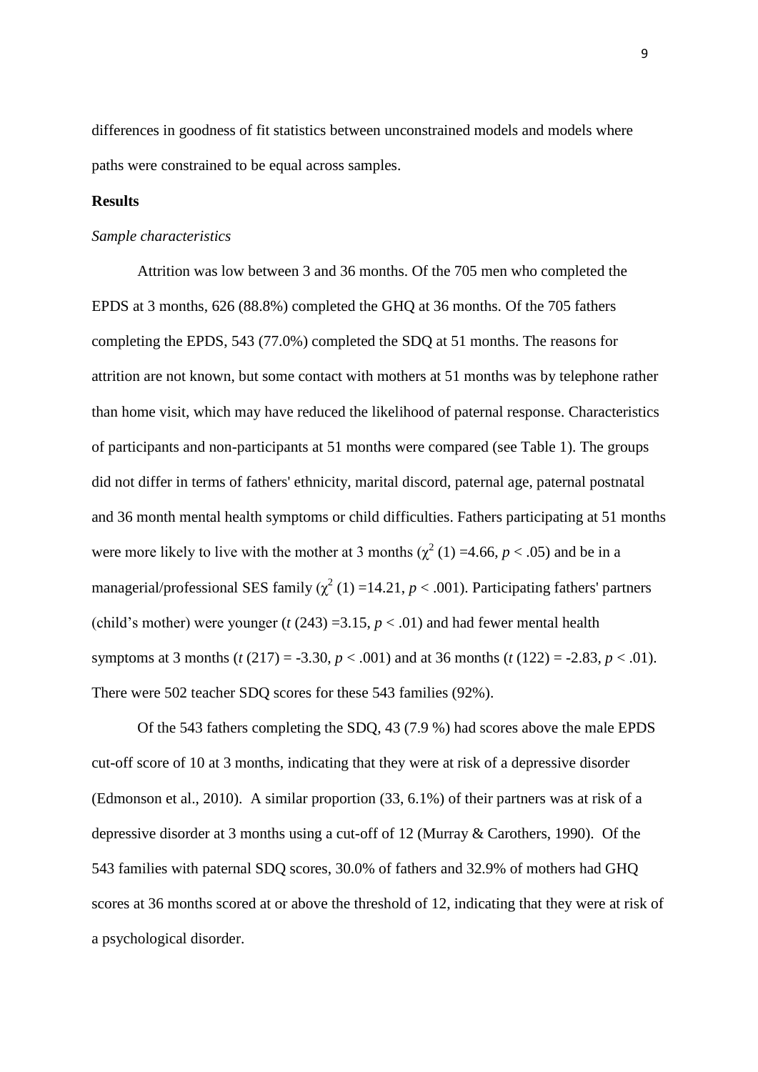differences in goodness of fit statistics between unconstrained models and models where paths were constrained to be equal across samples.

## Results

### *Sample characteristics*

Attrition was low between 3 and 36 months. Of the 705 men who completed the EPDS at 3 months, 626 (88.8%) completed the GHQ at 36 months. Of the 705 fathers completing the EPDS, 543 (77.0%) completed the SDQ at 51 months. The reasons for attrition are not known, but some contact with mothers at 51 months was by telephone rather than home visit, which may have reduced the likelihood of paternal response. Characteristics of participants and non-participants at 51 months were compared (see Table 1). The groups did not differ in terms of fathers' ethnicity, marital discord, paternal age, paternal postnatal and 36 month mental health symptoms or child difficulties. Fathers participating at 51 months were more likely to live with the mother at 3 months ($\chi^2$ (1) =4.66, $p < .05$) and be in a managerial/professional SES family ($\chi^2$ (1) =14.21, $p < .001$). Participating fathers' partners (child's mother) were younger ($t$ (243) =3.15, $p < .01$) and had fewer mental health symptoms at 3 months ($t$ (217) = -3.30, $p < .001$) and at 36 months ($t$ (122) = -2.83, $p < .01$). There were 502 teacher SDQ scores for these 543 families (92%).

Of the 543 fathers completing the SDQ, 43 (7.9 %) had scores above the male EPDS cut-off score of 10 at 3 months, indicating that they were at risk of a depressive disorder (Edmonson et al., 2010). A similar proportion (33, 6.1%) of their partners was at risk of a depressive disorder at 3 months using a cut-off of 12 (Murray & Carothers, 1990). Of the 543 families with paternal SDQ scores, 30.0% of fathers and 32.9% of mothers had GHQ scores at 36 months scored at or above the threshold of 12, indicating that they were at risk of a psychological disorder.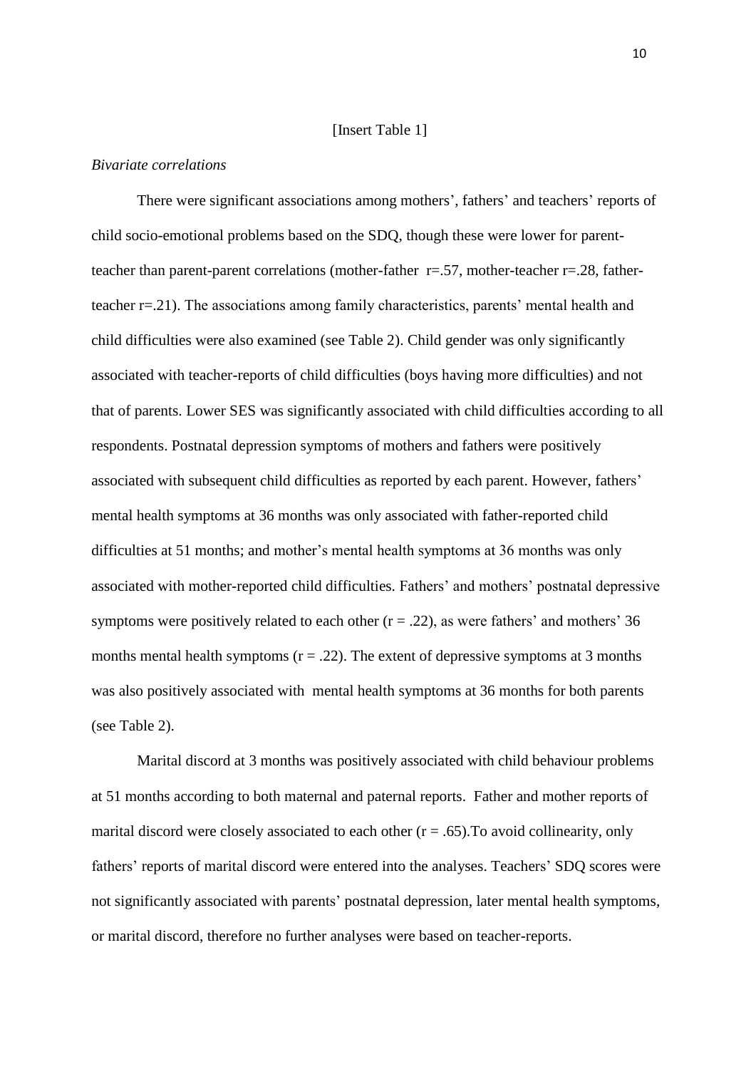[Insert Table 1]

*Bivariate correlations*

There were significant associations among mothers', fathers' and teachers' reports of child socio-emotional problems based on the SDQ, though these were lower for parent-teacher than parent-parent correlations (mother-father r=.57, mother-teacher r=.28, father-teacher r=.21). The associations among family characteristics, parents' mental health and child difficulties were also examined (see Table 2). Child gender was only significantly associated with teacher-reports of child difficulties (boys having more difficulties) and not that of parents. Lower SES was significantly associated with child difficulties according to all respondents. Postnatal depression symptoms of mothers and fathers were positively associated with subsequent child difficulties as reported by each parent. However, fathers' mental health symptoms at 36 months was only associated with father-reported child difficulties at 51 months; and mother's mental health symptoms at 36 months was only associated with mother-reported child difficulties. Fathers' and mothers' postnatal depressive symptoms were positively related to each other (r = .22), as were fathers' and mothers' 36 months mental health symptoms (r = .22). The extent of depressive symptoms at 3 months was also positively associated with mental health symptoms at 36 months for both parents (see Table 2).

Marital discord at 3 months was positively associated with child behaviour problems at 51 months according to both maternal and paternal reports. Father and mother reports of marital discord were closely associated to each other (r = .65).To avoid collinearity, only fathers' reports of marital discord were entered into the analyses. Teachers' SDQ scores were not significantly associated with parents' postnatal depression, later mental health symptoms, or marital discord, therefore no further analyses were based on teacher-reports.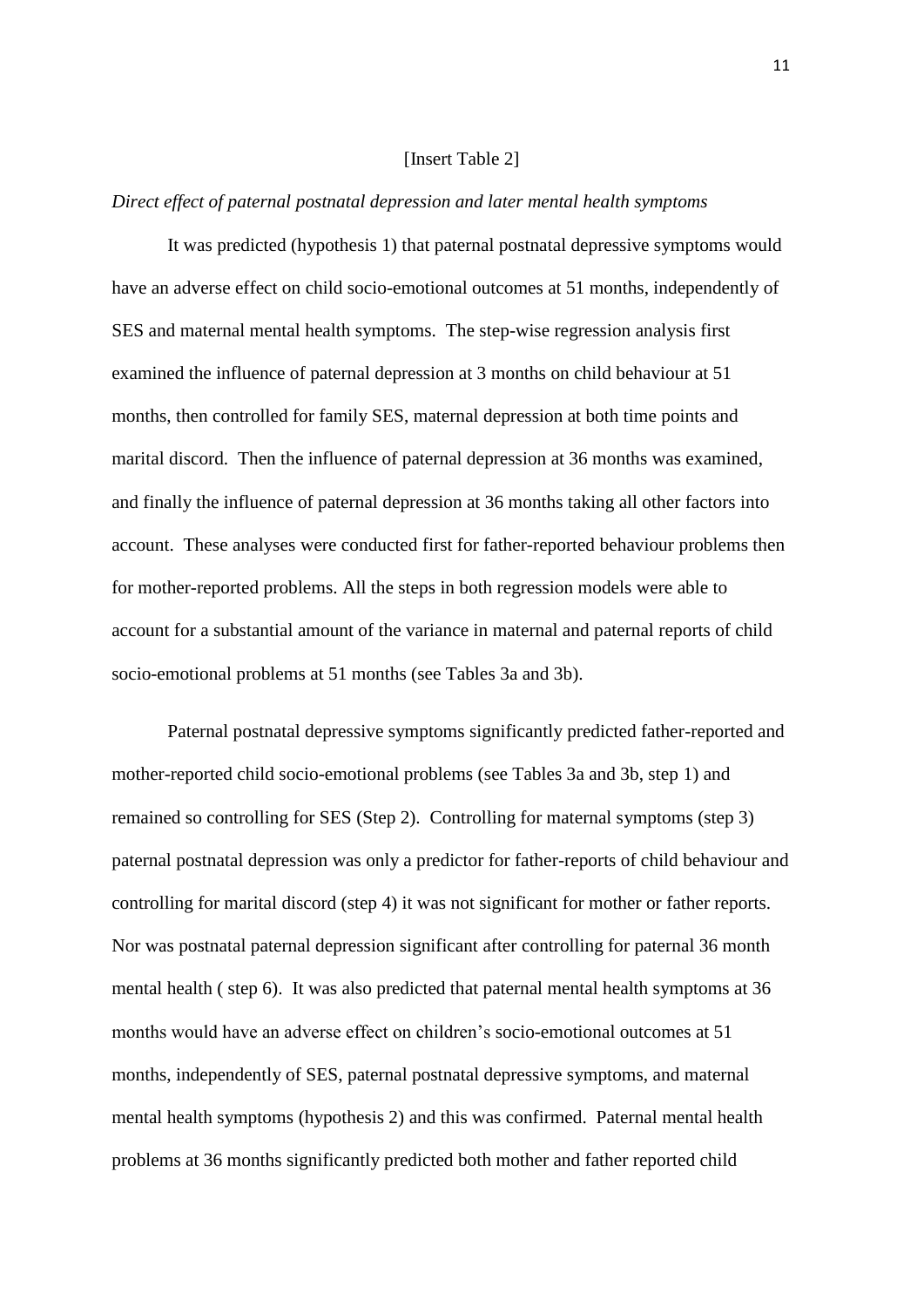[Insert Table 2]

*Direct effect of paternal postnatal depression and later mental health symptoms*

It was predicted (hypothesis 1) that paternal postnatal depressive symptoms would have an adverse effect on child socio-emotional outcomes at 51 months, independently of SES and maternal mental health symptoms. The step-wise regression analysis first examined the influence of paternal depression at 3 months on child behaviour at 51 months, then controlled for family SES, maternal depression at both time points and marital discord. Then the influence of paternal depression at 36 months was examined, and finally the influence of paternal depression at 36 months taking all other factors into account. These analyses were conducted first for father-reported behaviour problems then for mother-reported problems. All the steps in both regression models were able to account for a substantial amount of the variance in maternal and paternal reports of child socio-emotional problems at 51 months (see Tables 3a and 3b).

Paternal postnatal depressive symptoms significantly predicted father-reported and mother-reported child socio-emotional problems (see Tables 3a and 3b, step 1) and remained so controlling for SES (Step 2). Controlling for maternal symptoms (step 3) paternal postnatal depression was only a predictor for father-reports of child behaviour and controlling for marital discord (step 4) it was not significant for mother or father reports. Nor was postnatal paternal depression significant after controlling for paternal 36 month mental health ( step 6). It was also predicted that paternal mental health symptoms at 36 months would have an adverse effect on children's socio-emotional outcomes at 51 months, independently of SES, paternal postnatal depressive symptoms, and maternal mental health symptoms (hypothesis 2) and this was confirmed. Paternal mental health problems at 36 months significantly predicted both mother and father reported child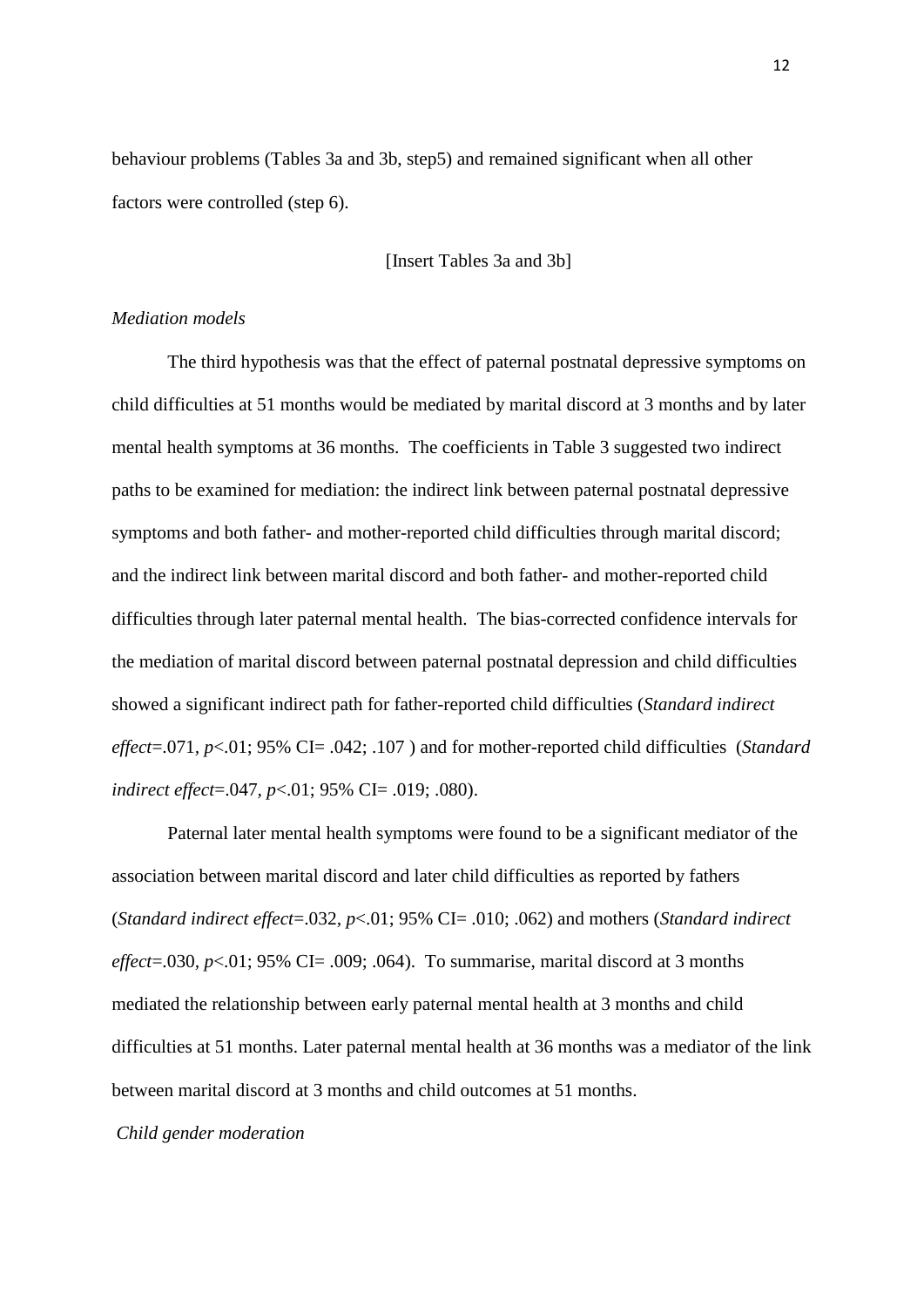behaviour problems (Tables 3a and 3b, step5) and remained significant when all other factors were controlled (step 6).

[Insert Tables 3a and 3b]

*Mediation models*

The third hypothesis was that the effect of paternal postnatal depressive symptoms on child difficulties at 51 months would be mediated by marital discord at 3 months and by later mental health symptoms at 36 months. The coefficients in Table 3 suggested two indirect paths to be examined for mediation: the indirect link between paternal postnatal depressive symptoms and both father- and mother-reported child difficulties through marital discord; and the indirect link between marital discord and both father- and mother-reported child difficulties through later paternal mental health. The bias-corrected confidence intervals for the mediation of marital discord between paternal postnatal depression and child difficulties showed a significant indirect path for father-reported child difficulties (*Standard indirect effect*=.071, $p<.01$; 95% CI= .042; .107 ) and for mother-reported child difficulties (*Standard indirect effect*=.047, $p<.01$; 95% CI= .019; .080).

Paternal later mental health symptoms were found to be a significant mediator of the association between marital discord and later child difficulties as reported by fathers (*Standard indirect effect*=.032, $p<.01$; 95% CI= .010; .062) and mothers (*Standard indirect effect*=.030, $p<.01$; 95% CI= .009; .064). To summarise, marital discord at 3 months mediated the relationship between early paternal mental health at 3 months and child difficulties at 51 months. Later paternal mental health at 36 months was a mediator of the link between marital discord at 3 months and child outcomes at 51 months.

*Child gender moderation*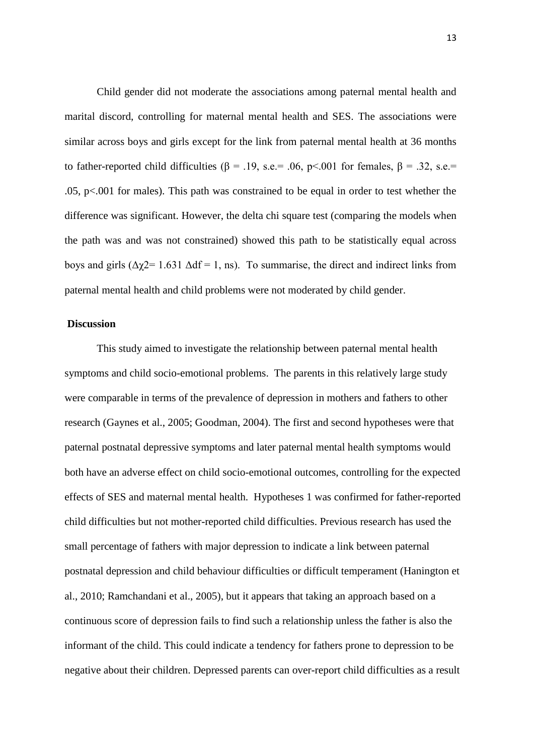Child gender did not moderate the associations among paternal mental health and marital discord, controlling for maternal mental health and SES. The associations were similar across boys and girls except for the link from paternal mental health at 36 months to father-reported child difficulties ($\beta = .19$, s.e.= .06, $p<.001$ for females, $\beta = .32$, s.e.= .05, $p<.001$ for males). This path was constrained to be equal in order to test whether the difference was significant. However, the delta chi square test (comparing the models when the path was and was not constrained) showed this path to be statistically equal across boys and girls ($\Delta\chi2= 1.631$ $\Delta df = 1$, ns). To summarise, the direct and indirect links from paternal mental health and child problems were not moderated by child gender.

## Discussion

This study aimed to investigate the relationship between paternal mental health symptoms and child socio-emotional problems. The parents in this relatively large study were comparable in terms of the prevalence of depression in mothers and fathers to other research (Gaynes et al., 2005; Goodman, 2004). The first and second hypotheses were that paternal postnatal depressive symptoms and later paternal mental health symptoms would both have an adverse effect on child socio-emotional outcomes, controlling for the expected effects of SES and maternal mental health. Hypotheses 1 was confirmed for father-reported child difficulties but not mother-reported child difficulties. Previous research has used the small percentage of fathers with major depression to indicate a link between paternal postnatal depression and child behaviour difficulties or difficult temperament (Hanington et al., 2010; Ramchandani et al., 2005), but it appears that taking an approach based on a continuous score of depression fails to find such a relationship unless the father is also the informant of the child. This could indicate a tendency for fathers prone to depression to be negative about their children. Depressed parents can over-report child difficulties as a result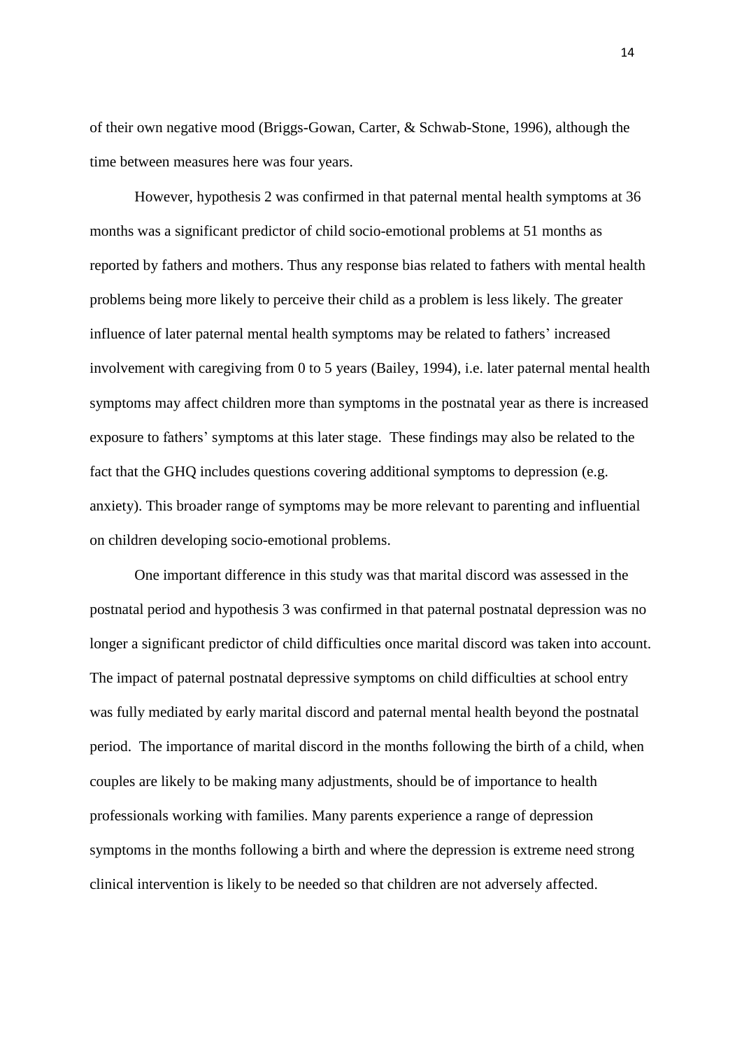of their own negative mood (Briggs-Gowan, Carter, & Schwab-Stone, 1996), although the time between measures here was four years.

However, hypothesis 2 was confirmed in that paternal mental health symptoms at 36 months was a significant predictor of child socio-emotional problems at 51 months as reported by fathers and mothers. Thus any response bias related to fathers with mental health problems being more likely to perceive their child as a problem is less likely. The greater influence of later paternal mental health symptoms may be related to fathers' increased involvement with caregiving from 0 to 5 years (Bailey, 1994), i.e. later paternal mental health symptoms may affect children more than symptoms in the postnatal year as there is increased exposure to fathers' symptoms at this later stage. These findings may also be related to the fact that the GHQ includes questions covering additional symptoms to depression (e.g. anxiety). This broader range of symptoms may be more relevant to parenting and influential on children developing socio-emotional problems.

One important difference in this study was that marital discord was assessed in the postnatal period and hypothesis 3 was confirmed in that paternal postnatal depression was no longer a significant predictor of child difficulties once marital discord was taken into account. The impact of paternal postnatal depressive symptoms on child difficulties at school entry was fully mediated by early marital discord and paternal mental health beyond the postnatal period. The importance of marital discord in the months following the birth of a child, when couples are likely to be making many adjustments, should be of importance to health professionals working with families. Many parents experience a range of depression symptoms in the months following a birth and where the depression is extreme need strong clinical intervention is likely to be needed so that children are not adversely affected.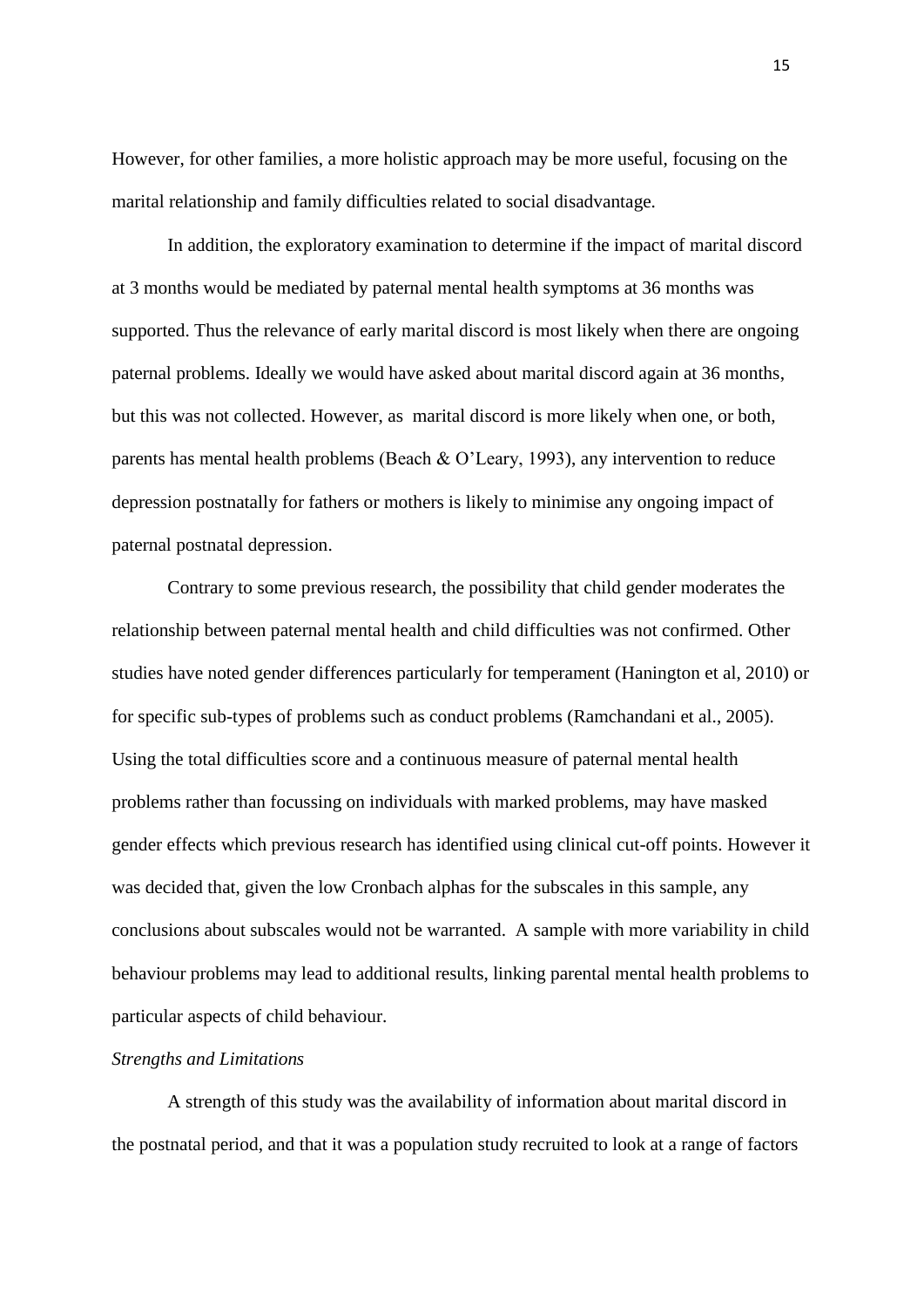However, for other families, a more holistic approach may be more useful, focusing on the marital relationship and family difficulties related to social disadvantage.

In addition, the exploratory examination to determine if the impact of marital discord at 3 months would be mediated by paternal mental health symptoms at 36 months was supported. Thus the relevance of early marital discord is most likely when there are ongoing paternal problems. Ideally we would have asked about marital discord again at 36 months, but this was not collected. However, as marital discord is more likely when one, or both, parents has mental health problems (Beach & O'Leary, 1993), any intervention to reduce depression postnatally for fathers or mothers is likely to minimise any ongoing impact of paternal postnatal depression.

Contrary to some previous research, the possibility that child gender moderates the relationship between paternal mental health and child difficulties was not confirmed. Other studies have noted gender differences particularly for temperament (Hanington et al, 2010) or for specific sub-types of problems such as conduct problems (Ramchandani et al., 2005). Using the total difficulties score and a continuous measure of paternal mental health problems rather than focussing on individuals with marked problems, may have masked gender effects which previous research has identified using clinical cut-off points. However it was decided that, given the low Cronbach alphas for the subscales in this sample, any conclusions about subscales would not be warranted. A sample with more variability in child behaviour problems may lead to additional results, linking parental mental health problems to particular aspects of child behaviour.

*Strengths and Limitations*

A strength of this study was the availability of information about marital discord in the postnatal period, and that it was a population study recruited to look at a range of factors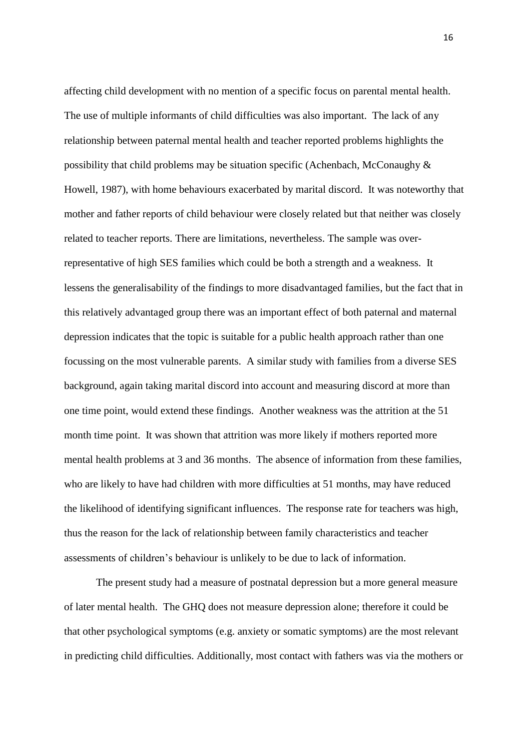affecting child development with no mention of a specific focus on parental mental health. The use of multiple informants of child difficulties was also important. The lack of any relationship between paternal mental health and teacher reported problems highlights the possibility that child problems may be situation specific (Achenbach, McConaughy & Howell, 1987), with home behaviours exacerbated by marital discord. It was noteworthy that mother and father reports of child behaviour were closely related but that neither was closely related to teacher reports. There are limitations, nevertheless. The sample was over-representative of high SES families which could be both a strength and a weakness. It lessens the generalisability of the findings to more disadvantaged families, but the fact that in this relatively advantaged group there was an important effect of both paternal and maternal depression indicates that the topic is suitable for a public health approach rather than one focussing on the most vulnerable parents. A similar study with families from a diverse SES background, again taking marital discord into account and measuring discord at more than one time point, would extend these findings. Another weakness was the attrition at the 51 month time point. It was shown that attrition was more likely if mothers reported more mental health problems at 3 and 36 months. The absence of information from these families, who are likely to have had children with more difficulties at 51 months, may have reduced the likelihood of identifying significant influences. The response rate for teachers was high, thus the reason for the lack of relationship between family characteristics and teacher assessments of children's behaviour is unlikely to be due to lack of information.

The present study had a measure of postnatal depression but a more general measure of later mental health. The GHQ does not measure depression alone; therefore it could be that other psychological symptoms (e.g. anxiety or somatic symptoms) are the most relevant in predicting child difficulties. Additionally, most contact with fathers was via the mothers or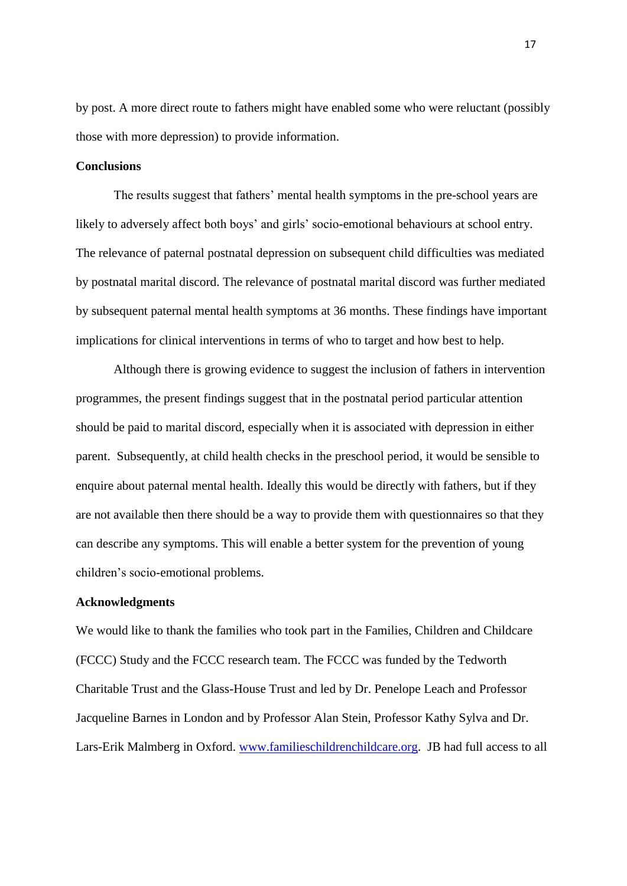by post. A more direct route to fathers might have enabled some who were reluctant (possibly those with more depression) to provide information.

**Conclusions**

The results suggest that fathers' mental health symptoms in the pre-school years are likely to adversely affect both boys' and girls' socio-emotional behaviours at school entry. The relevance of paternal postnatal depression on subsequent child difficulties was mediated by postnatal marital discord. The relevance of postnatal marital discord was further mediated by subsequent paternal mental health symptoms at 36 months. These findings have important implications for clinical interventions in terms of who to target and how best to help.

Although there is growing evidence to suggest the inclusion of fathers in intervention programmes, the present findings suggest that in the postnatal period particular attention should be paid to marital discord, especially when it is associated with depression in either parent. Subsequently, at child health checks in the preschool period, it would be sensible to enquire about paternal mental health. Ideally this would be directly with fathers, but if they are not available then there should be a way to provide them with questionnaires so that they can describe any symptoms. This will enable a better system for the prevention of young children's socio-emotional problems.

**Acknowledgments**

We would like to thank the families who took part in the Families, Children and Childcare (FCCC) Study and the FCCC research team. The FCCC was funded by the Tedworth Charitable Trust and the Glass-House Trust and led by Dr. Penelope Leach and Professor Jacqueline Barnes in London and by Professor Alan Stein, Professor Kathy Sylva and Dr. Lars-Erik Malmberg in Oxford. [www.familieschildrenchildcare.org](http://www.familieschildrenchildcare.org). JB had full access to all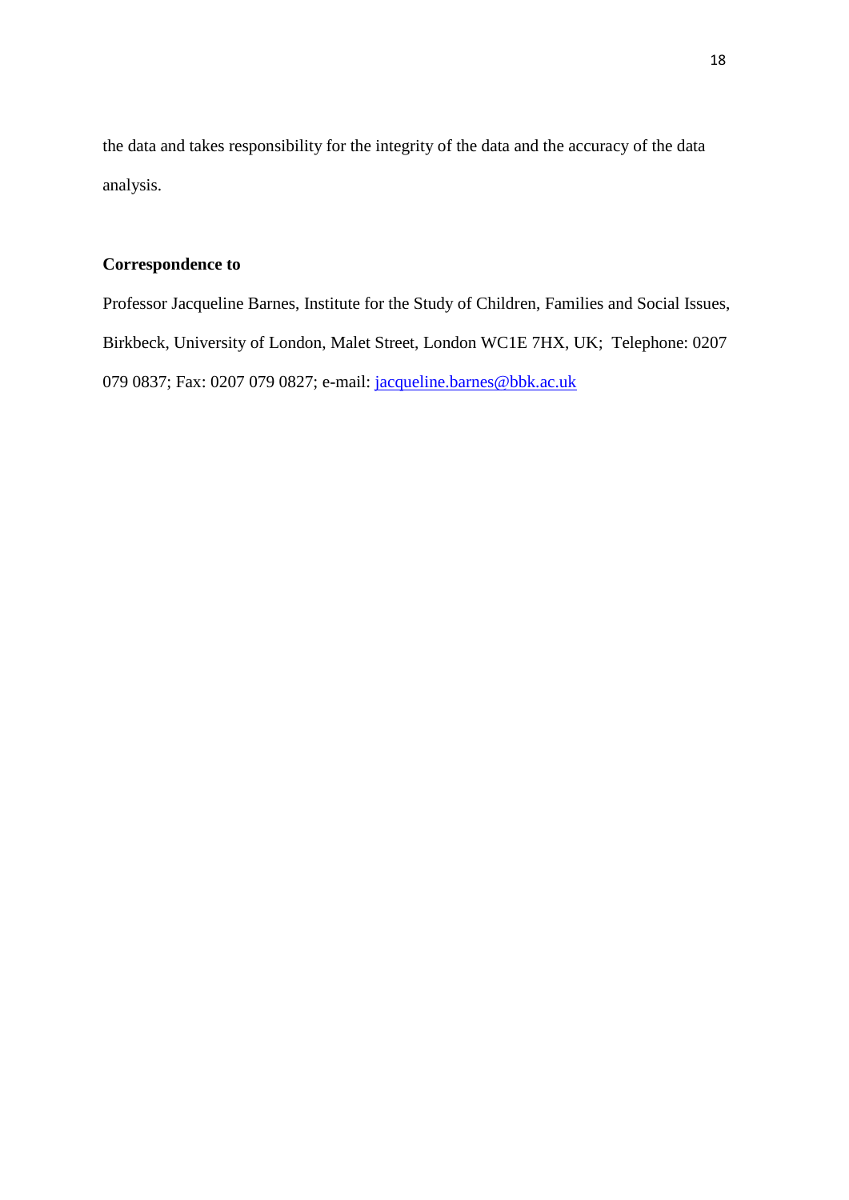the data and takes responsibility for the integrity of the data and the accuracy of the data analysis.

**Correspondence to**

Professor Jacqueline Barnes, Institute for the Study of Children, Families and Social Issues, Birkbeck, University of London, Malet Street, London WC1E 7HX, UK; Telephone: 0207 079 0837; Fax: 0207 079 0827; e-mail: jacqueline.barnes@bbk.ac.uk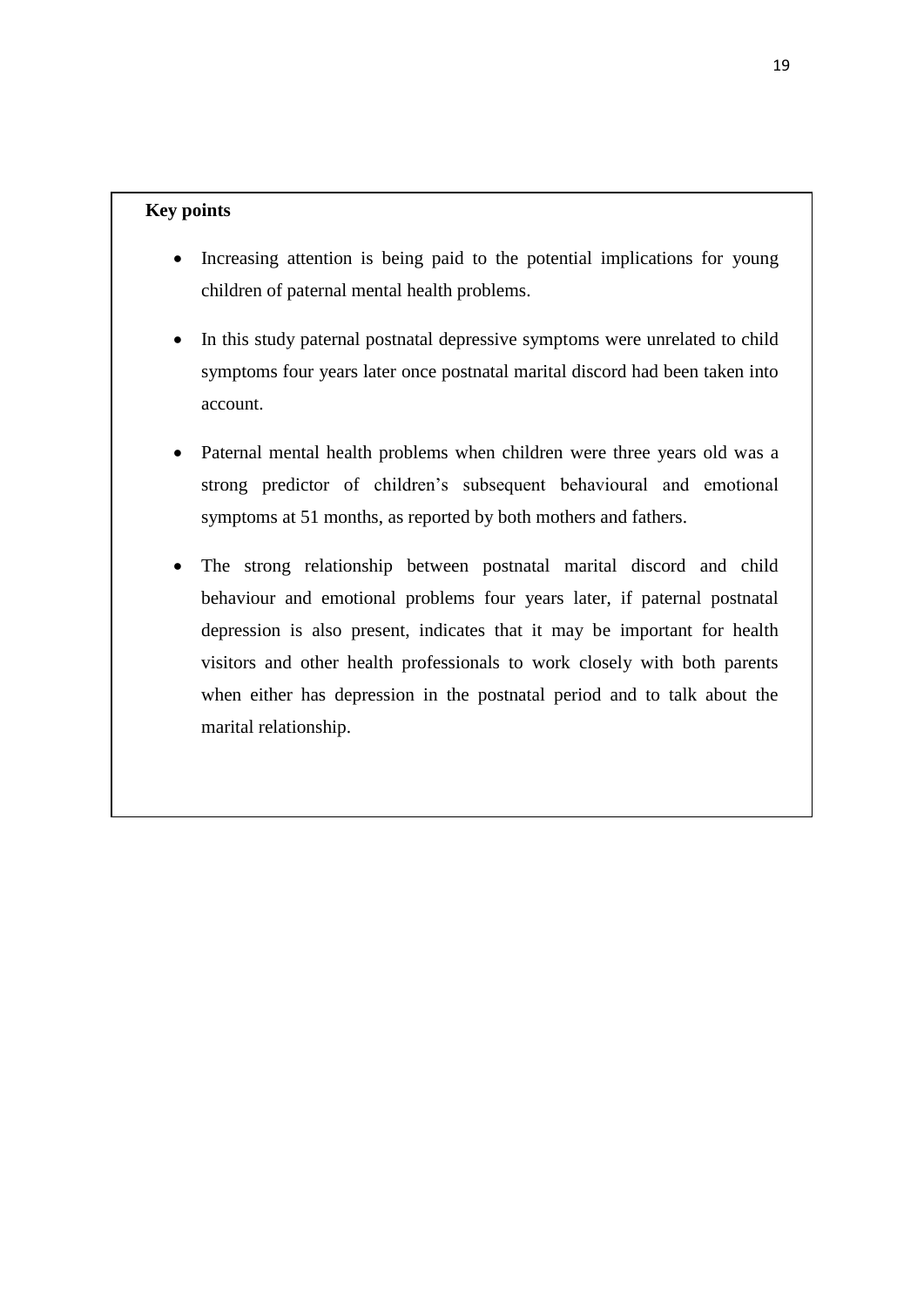**Key points**

- Increasing attention is being paid to the potential implications for young children of paternal mental health problems.
- In this study paternal postnatal depressive symptoms were unrelated to child symptoms four years later once postnatal marital discord had been taken into account.
- Paternal mental health problems when children were three years old was a strong predictor of children's subsequent behavioural and emotional symptoms at 51 months, as reported by both mothers and fathers.
- The strong relationship between postnatal marital discord and child behaviour and emotional problems four years later, if paternal postnatal depression is also present, indicates that it may be important for health visitors and other health professionals to work closely with both parents when either has depression in the postnatal period and to talk about the marital relationship.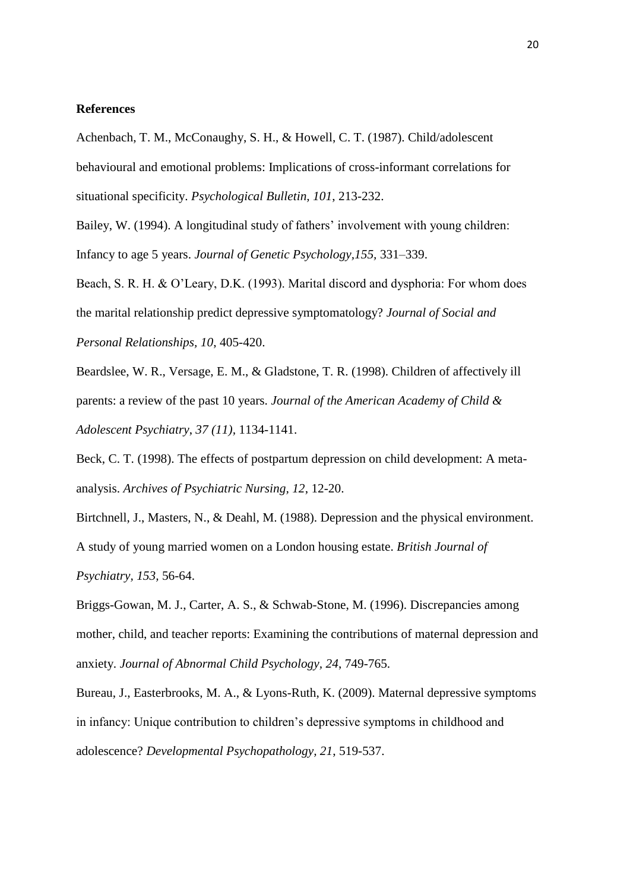**References**

Achenbach, T. M., McConaughy, S. H., & Howell, C. T. (1987). Child/adolescent behavioural and emotional problems: Implications of cross-informant correlations for situational specificity. *Psychological Bulletin, 101*, 213-232.

Bailey, W. (1994). A longitudinal study of fathers' involvement with young children: Infancy to age 5 years. *Journal of Genetic Psychology,155,* 331–339.

Beach, S. R. H. & O'Leary, D.K. (1993). Marital discord and dysphoria: For whom does the marital relationship predict depressive symptomatology? *Journal of Social and Personal Relationships, 10*, 405-420.

Beardslee, W. R., Versage, E. M., & Gladstone, T. R. (1998). Children of affectively ill parents: a review of the past 10 years. *Journal of the American Academy of Child & Adolescent Psychiatry, 37 (11)*, 1134-1141.

Beck, C. T. (1998). The effects of postpartum depression on child development: A meta-analysis. *Archives of Psychiatric Nursing, 12*, 12-20.

Birtchnell, J., Masters, N., & Deahl, M. (1988). Depression and the physical environment. A study of young married women on a London housing estate. *British Journal of Psychiatry, 153,* 56-64.

Briggs-Gowan, M. J., Carter, A. S., & Schwab-Stone, M. (1996). Discrepancies among mother, child, and teacher reports: Examining the contributions of maternal depression and anxiety. *Journal of Abnormal Child Psychology, 24*, 749-765.

Bureau, J., Easterbrooks, M. A., & Lyons-Ruth, K. (2009). Maternal depressive symptoms in infancy: Unique contribution to children's depressive symptoms in childhood and adolescence? *Developmental Psychopathology, 21*, 519-537.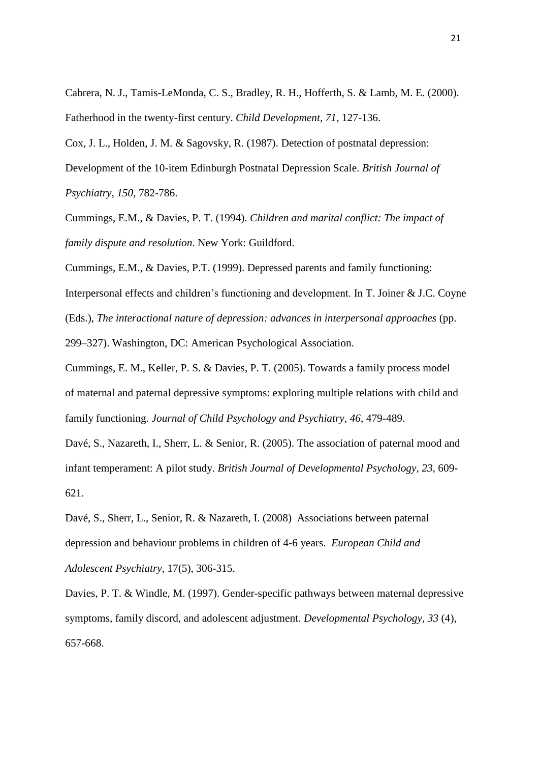Cabrera, N. J., Tamis-LeMonda, C. S., Bradley, R. H., Hofferth, S. & Lamb, M. E. (2000). Fatherhood in the twenty-first century. *Child Development, 71*, 127-136.

Cox, J. L., Holden, J. M. & Sagovsky, R. (1987). Detection of postnatal depression: Development of the 10-item Edinburgh Postnatal Depression Scale. *British Journal of Psychiatry, 150*, 782-786.

Cummings, E.M., & Davies, P. T. (1994). *Children and marital conflict: The impact of family dispute and resolution*. New York: Guildford.

Cummings, E.M., & Davies, P.T. (1999). Depressed parents and family functioning: Interpersonal effects and children's functioning and development. In T. Joiner & J.C. Coyne (Eds.), *The interactional nature of depression: advances in interpersonal approaches* (pp. 299–327). Washington, DC: American Psychological Association.

Cummings, E. M., Keller, P. S. & Davies, P. T. (2005). Towards a family process model of maternal and paternal depressive symptoms: exploring multiple relations with child and family functioning. *Journal of Child Psychology and Psychiatry, 46*, 479-489.

Davé, S., Nazareth, I., Sherr, L. & Senior, R. (2005). The association of paternal mood and infant temperament: A pilot study. *British Journal of Developmental Psychology, 23,* 609-621.

Davé, S., Sherr, L., Senior, R. & Nazareth, I. (2008) Associations between paternal depression and behaviour problems in children of 4-6 years. *European Child and Adolescent Psychiatry*, 17(5), 306-315.

Davies, P. T. & Windle, M. (1997). Gender-specific pathways between maternal depressive symptoms, family discord, and adolescent adjustment. *Developmental Psychology, 33* (4), 657-668.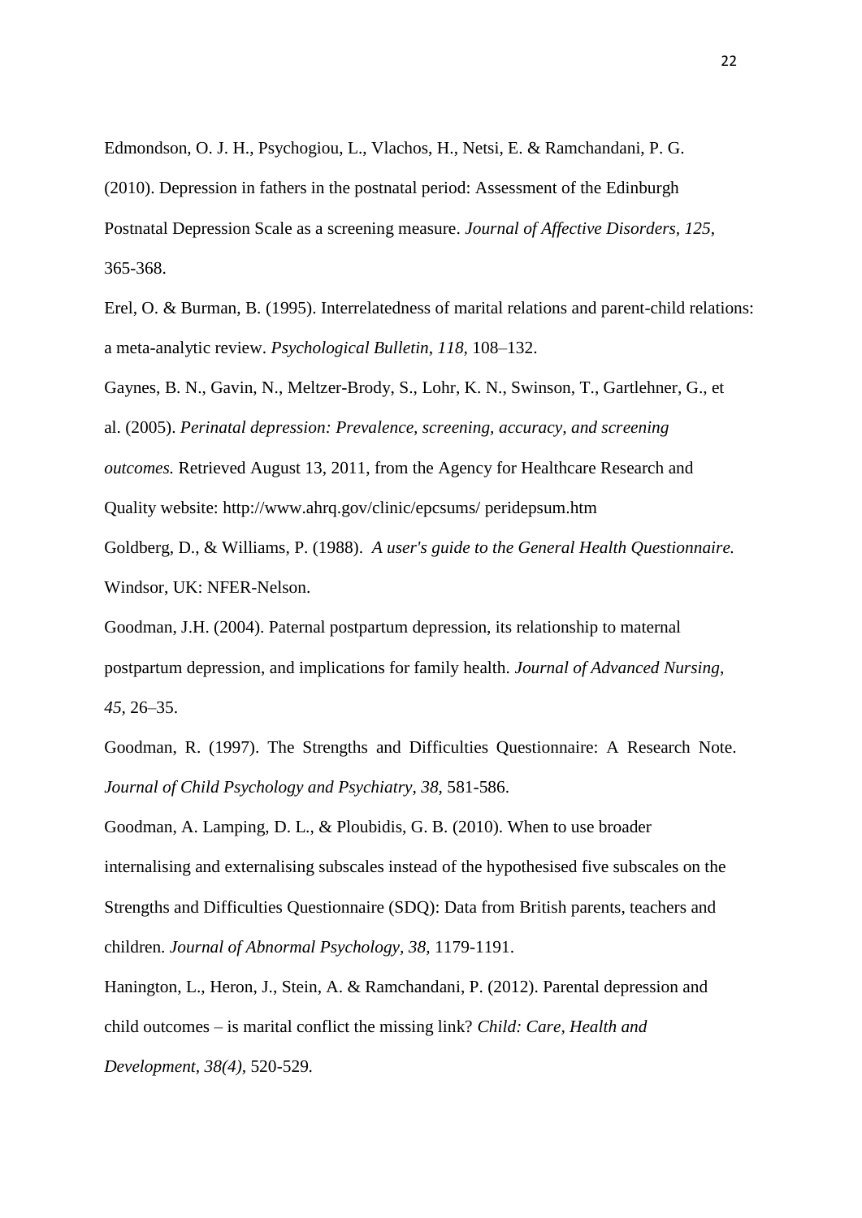Edmondson, O. J. H., Psychogiou, L., Vlachos, H., Netsi, E. & Ramchandani, P. G. (2010). Depression in fathers in the postnatal period: Assessment of the Edinburgh Postnatal Depression Scale as a screening measure. *Journal of Affective Disorders, 125*, 365-368.

Erel, O. & Burman, B. (1995). Interrelatedness of marital relations and parent-child relations: a meta-analytic review. *Psychological Bulletin*, *118*, 108–132.

Gaynes, B. N., Gavin, N., Meltzer-Brody, S., Lohr, K. N., Swinson, T., Gartlehner, G., et al. (2005). *Perinatal depression: Prevalence, screening, accuracy, and screening outcomes.* Retrieved August 13, 2011, from the Agency for Healthcare Research and Quality website: http://www.ahrq.gov/clinic/epcsums/ peridepsum.htm

Goldberg, D., & Williams, P. (1988). *A user's guide to the General Health Questionnaire.* Windsor, UK: NFER-Nelson.

Goodman, J.H. (2004). Paternal postpartum depression, its relationship to maternal postpartum depression, and implications for family health. *Journal of Advanced Nursing*, *45*, 26–35.

Goodman, R. (1997). The Strengths and Difficulties Questionnaire: A Research Note. *Journal of Child Psychology and Psychiatry*, *38*, 581-586.

Goodman, A. Lamping, D. L., & Ploubidis, G. B. (2010). When to use broader internalising and externalising subscales instead of the hypothesised five subscales on the Strengths and Difficulties Questionnaire (SDQ): Data from British parents, teachers and children. *Journal of Abnormal Psychology*, *38*, 1179-1191.

Hanington, L., Heron, J., Stein, A. & Ramchandani, P. (2012). Parental depression and child outcomes – is marital conflict the missing link? *Child: Care, Health and Development, 38(4)*, 520-529.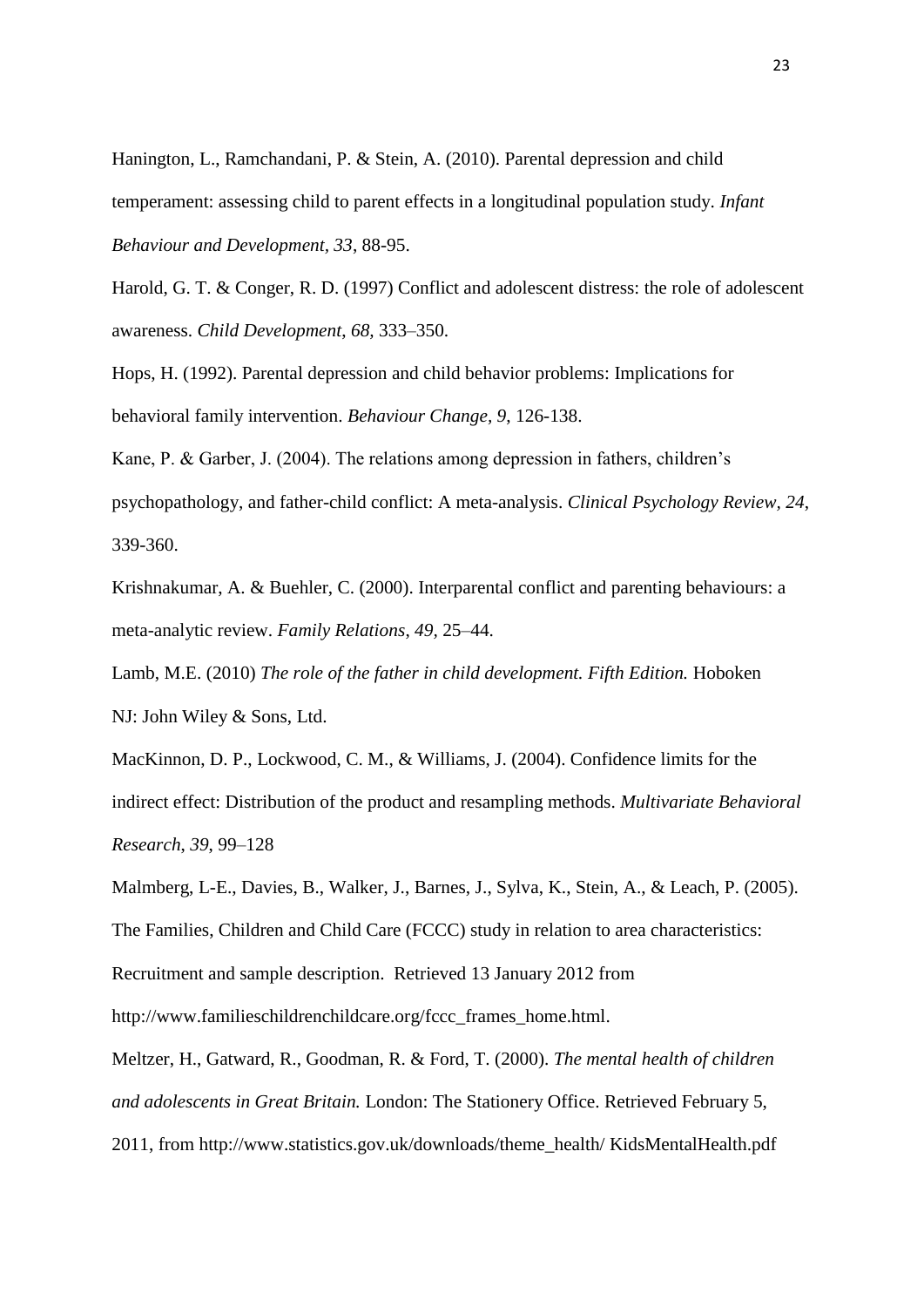Hanington, L., Ramchandani, P. & Stein, A. (2010). Parental depression and child temperament: assessing child to parent effects in a longitudinal population study. *Infant Behaviour and Development, 33*, 88-95.

Harold, G. T. & Conger, R. D. (1997) Conflict and adolescent distress: the role of adolescent awareness. *Child Development*, *68,* 333–350.

Hops, H. (1992). Parental depression and child behavior problems: Implications for behavioral family intervention. *Behaviour Change, 9*, 126-138.

Kane, P. & Garber, J. (2004). The relations among depression in fathers, children's psychopathology, and father-child conflict: A meta-analysis. *Clinical Psychology Review, 24*, 339-360.

Krishnakumar, A. & Buehler, C. (2000). Interparental conflict and parenting behaviours: a meta-analytic review. *Family Relations*, *49,* 25–44.

Lamb, M.E. (2010) *The role of the father in child development. Fifth Edition.* Hoboken NJ: John Wiley & Sons, Ltd.

MacKinnon, D. P., Lockwood, C. M., & Williams, J. (2004). Confidence limits for the indirect effect: Distribution of the product and resampling methods. *Multivariate Behavioral Research*, *39*, 99–128

Malmberg, L-E., Davies, B., Walker, J., Barnes, J., Sylva, K., Stein, A., & Leach, P. (2005). The Families, Children and Child Care (FCCC) study in relation to area characteristics: Recruitment and sample description. Retrieved 13 January 2012 from http://www.familieschildrenchildcare.org/fccc_frames_home.html.

Meltzer, H., Gatward, R., Goodman, R. & Ford, T. (2000). *The mental health of children and adolescents in Great Britain.* London: The Stationery Office. Retrieved February 5, 2011, from http://www.statistics.gov.uk/downloads/theme_health/ KidsMentalHealth.pdf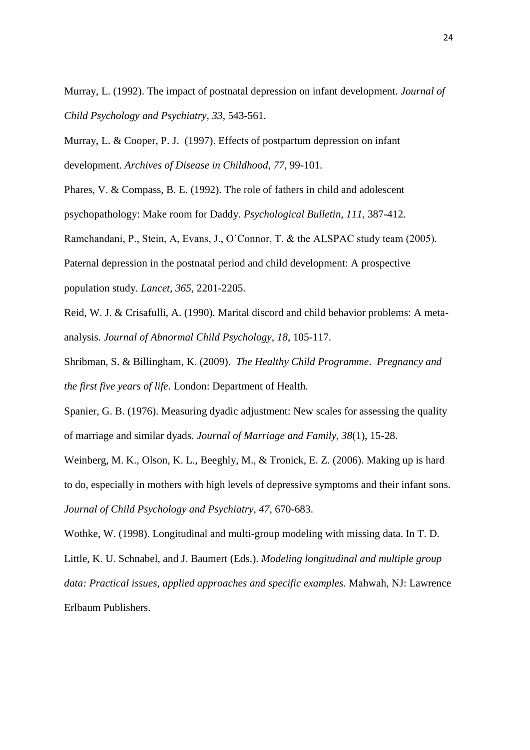Murray, L. (1992). The impact of postnatal depression on infant development. *Journal of Child Psychology and Psychiatry, 33*, 543-561.

Murray, L. & Cooper, P. J. (1997). Effects of postpartum depression on infant development. *Archives of Disease in Childhood, 77*, 99-101.

Phares, V. & Compass, B. E. (1992). The role of fathers in child and adolescent psychopathology: Make room for Daddy. *Psychological Bulletin, 111*, 387-412.

Ramchandani, P., Stein, A, Evans, J., O'Connor, T. & the ALSPAC study team (2005). Paternal depression in the postnatal period and child development: A prospective population study. *Lancet, 365,* 2201-2205.

Reid, W. J. & Crisafulli, A. (1990). Marital discord and child behavior problems: A meta-analysis. *Journal of Abnormal Child Psychology, 18*, 105-117.

Shribman, S. & Billingham, K. (2009). *The Healthy Child Programme*. *Pregnancy and the first five years of life*. London: Department of Health.

Spanier, G. B. (1976). Measuring dyadic adjustment: New scales for assessing the quality of marriage and similar dyads*. Journal of Marriage and Family, 38*(1), 15-28.

Weinberg, M. K., Olson, K. L., Beeghly, M., & Tronick, E. Z. (2006). Making up is hard to do, especially in mothers with high levels of depressive symptoms and their infant sons. *Journal of Child Psychology and Psychiatry, 47*, 670-683.

Wothke, W. (1998). Longitudinal and multi-group modeling with missing data. In T. D. Little, K. U. Schnabel, and J. Baumert (Eds.). *Modeling longitudinal and multiple group data: Practical issues, applied approaches and specific examples*. Mahwah, NJ: Lawrence Erlbaum Publishers.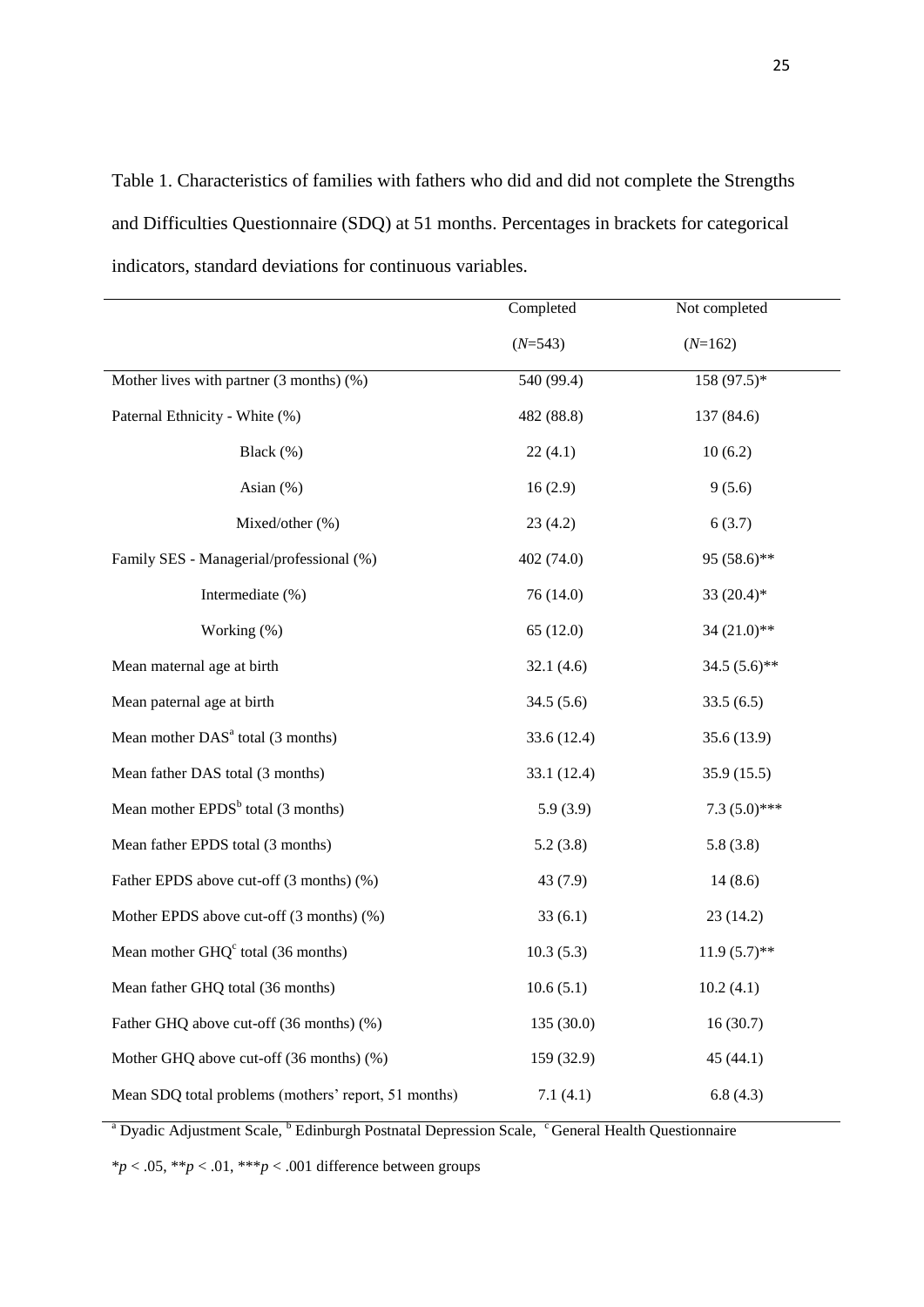Table 1. Characteristics of families with fathers who did and did not complete the Strengths and Difficulties Questionnaire (SDQ) at 51 months. Percentages in brackets for categorical indicators, standard deviations for continuous variables.

| | Completed ($N$=543) | Not completed ($N$=162) |
|---|---|---|
| Mother lives with partner (3 months) (%) | 540 (99.4) | 158 (97.5)* |
| Paternal Ethnicity - White (%) | 482 (88.8) | 137 (84.6) |
| Black (%) | 22 (4.1) | 10 (6.2) |
| Asian (%) | 16 (2.9) | 9 (5.6) |
| Mixed/other (%) | 23 (4.2) | 6 (3.7) |
| Family SES - Managerial/professional (%) | 402 (74.0) | 95 (58.6)** |
| Intermediate (%) | 76 (14.0) | 33 (20.4)* |
| Working (%) | 65 (12.0) | 34 (21.0)** |
| Mean maternal age at birth | 32.1 (4.6) | 34.5 (5.6)** |
| Mean paternal age at birth | 34.5 (5.6) | 33.5 (6.5) |
| Mean mother DAS[a] total (3 months) | 33.6 (12.4) | 35.6 (13.9) |
| Mean father DAS total (3 months) | 33.1 (12.4) | 35.9 (15.5) |
| Mean mother EPDS[b] total (3 months) | 5.9 (3.9) | 7.3 (5.0)*** |
| Mean father EPDS total (3 months) | 5.2 (3.8) | 5.8 (3.8) |
| Father EPDS above cut-off (3 months) (%) | 43 (7.9) | 14 (8.6) |
| Mother EPDS above cut-off (3 months) (%) | 33 (6.1) | 23 (14.2) |
| Mean mother GHQ[c] total (36 months) | 10.3 (5.3) | 11.9 (5.7)** |
| Mean father GHQ total (36 months) | 10.6 (5.1) | 10.2 (4.1) |
| Father GHQ above cut-off (36 months) (%) | 135 (30.0) | 16 (30.7) |
| Mother GHQ above cut-off (36 months) (%) | 159 (32.9) | 45 (44.1) |
| Mean SDQ total problems (mothers' report, 51 months) | 7.1 (4.1) | 6.8 (4.3) |

[a] Dyadic Adjustment Scale, [b] Edinburgh Postnatal Depression Scale, [c] General Health Questionnaire

*$p < .05$, **$p < .01$, ***$p < .001$ difference between groups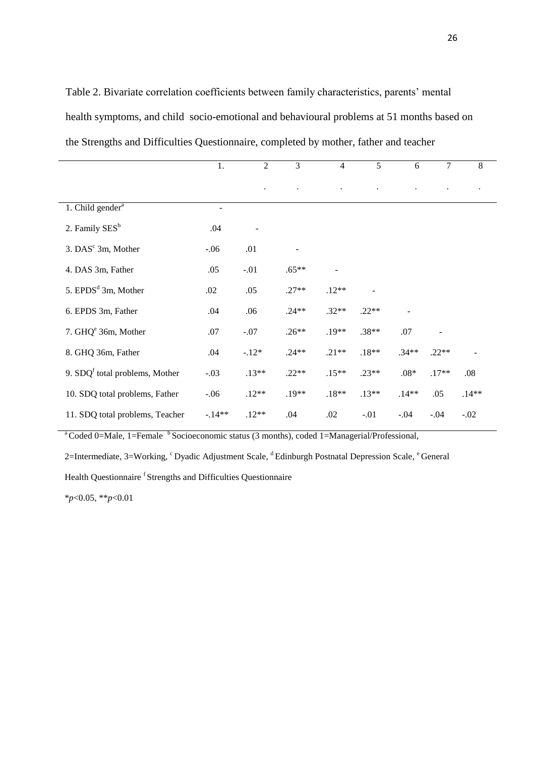Table 2. Bivariate correlation coefficients between family characteristics, parents' mental health symptoms, and child socio-emotional and behavioural problems at 51 months based on the Strengths and Difficulties Questionnaire, completed by mother, father and teacher

| | 1. | 2. | 3. | 4. | 5. | 6. | 7. | 8. |
|---|---|---|---|---|---|---|---|---|
| 1. Child gender[a] | - | | | | | | | |
| 2. Family SES[b] | .04 | - | | | | | | |
| 3. DAS[c] 3m, Mother | -.06 | .01 | - | | | | | |
| 4. DAS 3m, Father | .05 | -.01 | .65** | - | | | | |
| 5. EPDS[d] 3m, Mother | .02 | .05 | .27** | .12** | - | | | |
| 6. EPDS 3m, Father | .04 | .06 | .24** | .32** | .22** | - | | |
| 7. GHQ[e] 36m, Mother | .07 | -.07 | .26** | .19** | .38** | .07 | - | |
| 8. GHQ 36m, Father | .04 | -.12* | .24** | .21** | .18** | .34** | .22** | - |
| 9. SDQ[f] total problems, Mother | -.03 | .13** | .22** | .15** | .23** | .08* | .17** | .08 |
| 10. SDQ total problems, Father | -.06 | .12** | .19** | .18** | .13** | .14** | .05 | .14** |
| 11. SDQ total problems, Teacher | -.14** | .12** | .04 | .02 | -.01 | -.04 | -.04 | -.02 |

[a] Coded 0=Male, 1=Female [b] Socioeconomic status (3 months), coded 1=Managerial/Professional, 2=Intermediate, 3=Working, [c] Dyadic Adjustment Scale, [d] Edinburgh Postnatal Depression Scale, [e] General Health Questionnaire [f] Strengths and Difficulties Questionnaire

\**p*<0.05, \*\**p*<0.01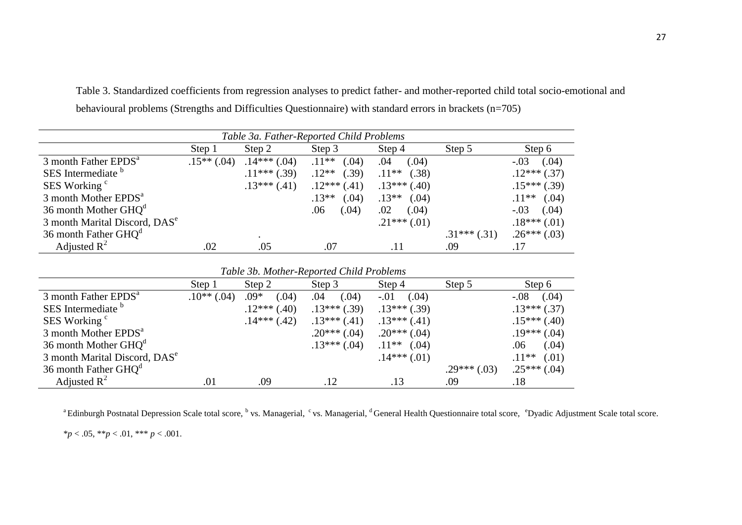Table 3. Standardized coefficients from regression analyses to predict father- and mother-reported child total socio-emotional and behavioural problems (Strengths and Difficulties Questionnaire) with standard errors in brackets (n=705)

*Table 3a. Father-Reported Child Problems*

| | Step 1 | Step 2 | Step 3 | Step 4 | Step 5 | Step 6 |
|---|---|---|---|---|---|---|
| 3 month Father EPDS[a] | .15** (.04) | .14*** (.04) | .11** (.04) | .04 (.04) | | -.03 (.04) |
| SES Intermediate [b] | | .11*** (.39) | .12** (.39) | .11** (.38) | | .12*** (.37) |
| SES Working [c] | | .13*** (.41) | .12*** (.41) | .13*** (.40) | | .15*** (.39) |
| 3 month Mother EPDS[a] | | | .13** (.04) | .13** (.04) | | .11** (.04) |
| 36 month Mother GHQ[d] | | | .06 (.04) | .02 (.04) | | -.03 (.04) |
| 3 month Marital Discord, DAS[e] | | | | .21*** (.01) | | .18*** (.01) |
| 36 month Father GHQ[d] | | . | | | .31*** (.31) | .26*** (.03) |
| Adjusted $R^2$ | .02 | .05 | .07 | .11 | .09 | .17 |

*Table 3b. Mother-Reported Child Problems*

| | Step 1 | Step 2 | Step 3 | Step 4 | Step 5 | Step 6 |
|---|---|---|---|---|---|---|
| 3 month Father EPDS[a] | .10** (.04) | .09* (.04) | .04 (.04) | -.01 (.04) | | -.08 (.04) |
| SES Intermediate [b] | | .12*** (.40) | .13*** (.39) | .13*** (.39) | | .13*** (.37) |
| SES Working [c] | | .14*** (.42) | .13*** (.41) | .13*** (.41) | | .15*** (.40) |
| 3 month Mother EPDS[a] | | | .20*** (.04) | .20*** (.04) | | .19*** (.04) |
| 36 month Mother GHQ[d] | | | .13*** (.04) | .11** (.04) | | .06 (.04) |
| 3 month Marital Discord, DAS[e] | | | | .14*** (.01) | | .11** (.01) |
| 36 month Father GHQ[d] | | | | | .29*** (.03) | .25*** (.04) |
| Adjusted $R^2$ | .01 | .09 | .12 | .13 | .09 | .18 |

[a] Edinburgh Postnatal Depression Scale total score, [b] vs. Managerial, [c] vs. Managerial, [d] General Health Questionnaire total score, [e] Dyadic Adjustment Scale total score.

$*p < .05$, $**p < .01$, $***p < .001$.